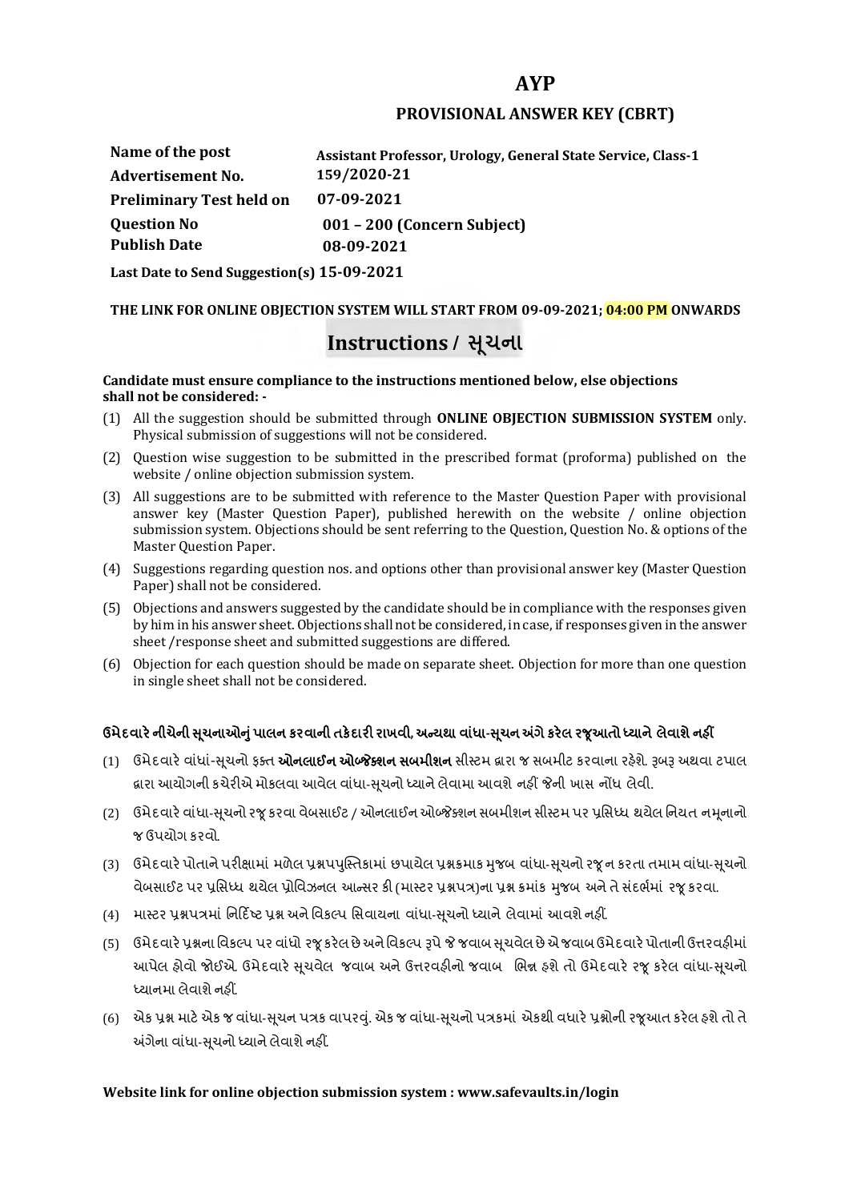# AYP

## PROVISIONAL ANSWER KEY (CBRT)

| | |
|---|---|
| **Name of the post** | **Assistant Professor, Urology, General State Service, Class-1** |
| **Advertisement No.** | **159/2020-21** |
| **Preliminary Test held on** | **07-09-2021** |
| **Question No** | **001 – 200 (Concern Subject)** |
| **Publish Date** | **08-09-2021** |

**Last Date to Send Suggestion(s) 15-09-2021**

**THE LINK FOR ONLINE OBJECTION SYSTEM WILL START FROM 09-09-2021; 04:00 PM ONWARDS**

## Instructions / સૂચના

**Candidate must ensure compliance to the instructions mentioned below, else objections shall not be considered: -**

(1) All the suggestion should be submitted through **ONLINE OBJECTION SUBMISSION SYSTEM** only. Physical submission of suggestions will not be considered.

(2) Question wise suggestion to be submitted in the prescribed format (proforma) published on the website / online objection submission system.

(3) All suggestions are to be submitted with reference to the Master Question Paper with provisional answer key (Master Question Paper), published herewith on the website / online objection submission system. Objections should be sent referring to the Question, Question No. & options of the Master Question Paper.

(4) Suggestions regarding question nos. and options other than provisional answer key (Master Question Paper) shall not be considered.

(5) Objections and answers suggested by the candidate should be in compliance with the responses given by him in his answer sheet. Objections shall not be considered, in case, if responses given in the answer sheet /response sheet and submitted suggestions are differed.

(6) Objection for each question should be made on separate sheet. Objection for more than one question in single sheet shall not be considered.

**ઉમેદવારે નીચેની સૂચનાઓનું પાલન કરવાની તકેદારી રાખવી, અન્યથા વાંધા-સૂચન અંગે કરેલ રજૂઆતો ધ્યાને લેવાશે નહીં**

(1) ઉમેદવારે વાંધાં-સૂચનો ફક્ત **ઓનલાઈન ઓબ્જેક્શન સબમીશન** સીસ્ટમ દ્વારા જ સબમીટ કરવાના રહેશે. રૂબરૂ અથવા ટપાલ દ્વારા આયોગની કચેરીએ મોકલવા આવેલ વાંધા-સૂચનો ધ્યાને લેવામા આવશે નહીં જેની ખાસ નોંધ લેવી.

(2) ઉમેદવારે વાંધા-સૂચનો રજૂ કરવા વેબસાઈટ / ઓનલાઈન ઓબ્જેક્શન સબમીશન સીસ્ટમ પર પ્રસિધ્ધ થયેલ નિયત નમૂનાનો જ ઉપયોગ કરવો.

(3) ઉમેદવારે પોતાને પરીક્ષામાં મળેલ પ્રશ્નપુસ્તિકામાં છપાયેલ પ્રશ્નક્રમાક મુજબ વાંધા-સૂચનો રજૂ ન કરતા તમામ વાંધા-સૂચનો વેબસાઈટ પર પ્રસિધ્ધ થયેલ પ્રોવિઝનલ આન્સર કી (માસ્ટર પ્રશ્નપત્ર)ના પ્રશ્ન ક્રમાંક મુજબ અને તે સંદર્ભમાં રજૂ કરવા.

(4) માસ્ટર પ્રશ્નપત્રમાં નિર્દિષ્ટ પ્રશ્ન અને વિકલ્પ સિવાયના વાંધા-સૂચનો ધ્યાને લેવામાં આવશે નહીં.

(5) ઉમેદવારે પ્રશ્નના વિકલ્પ પર વાંધો રજૂ કરેલ છે અને વિકલ્પ રૂપે જે જવાબ સૂચવેલ છે એ જવાબ ઉમેદવારે પોતાની ઉત્તરવહીમાં આપેલ હોવો જોઈએ. ઉમેદવારે સૂચવેલ જવાબ અને ઉત્તરવહીનો જવાબ ભિન્ન હશે તો ઉમેદવારે રજૂ કરેલ વાંધા-સૂચનો ધ્યાનમા લેવાશે નહીં.

(6) એક પ્રશ્ન માટે એક જ વાંધા-સૂચન પત્રક વાપરવું. એક જ વાંધા-સૂચનો પત્રકમાં એકથી વધારે પ્રશ્નોની રજૂઆત કરેલ હશે તો તે અંગેના વાંધા-સૂચનો ધ્યાને લેવાશે નહીં.

**Website link for online objection submission system : www.safevaults.in/login**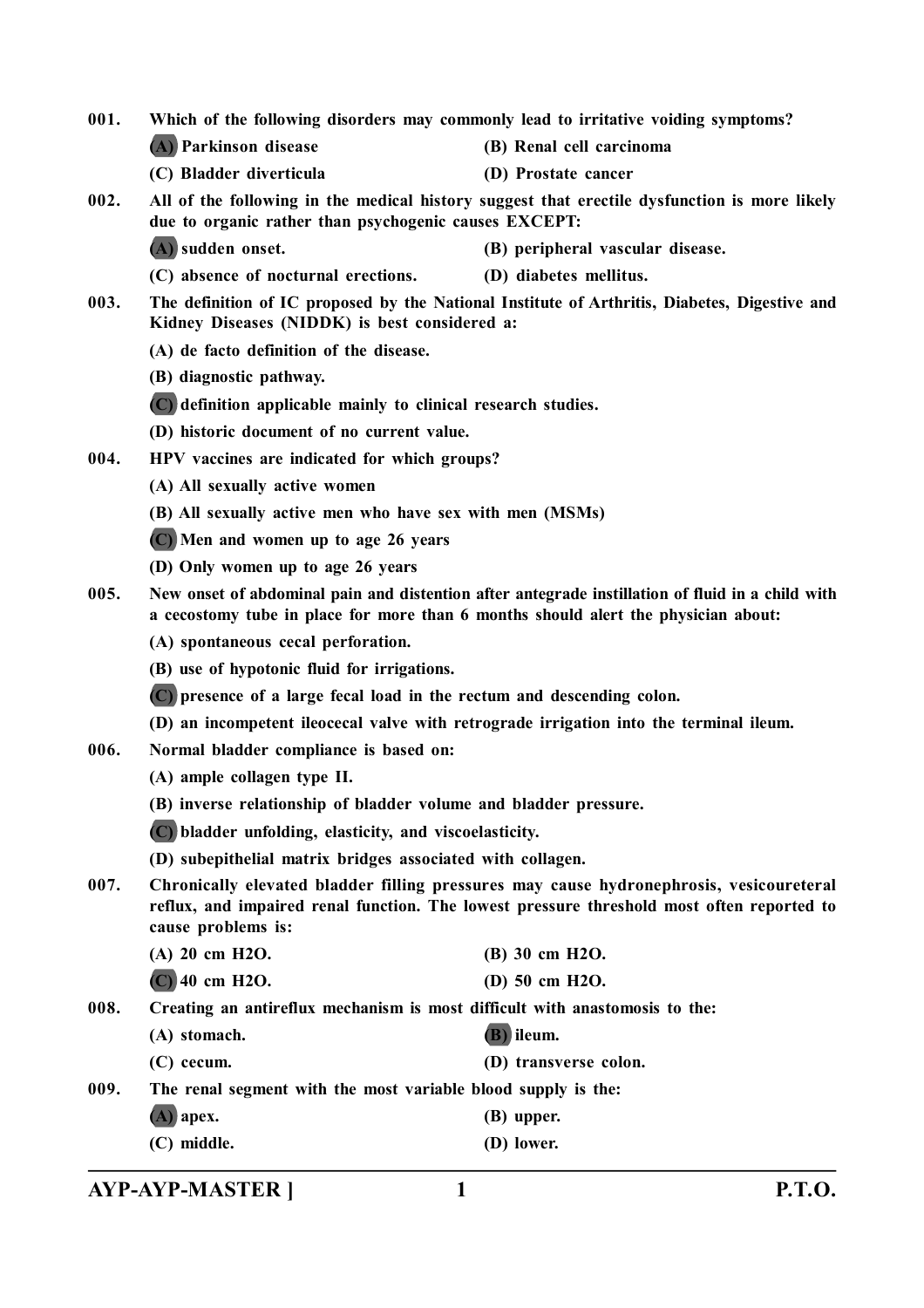001. Which of the following disorders may commonly lead to irritative voiding symptoms?

(A) Parkinson disease
(B) Renal cell carcinoma
(C) Bladder diverticula
(D) Prostate cancer

002. All of the following in the medical history suggest that erectile dysfunction is more likely due to organic rather than psychogenic causes EXCEPT:

(A) sudden onset.
(B) peripheral vascular disease.
(C) absence of nocturnal erections.
(D) diabetes mellitus.

003. The definition of IC proposed by the National Institute of Arthritis, Diabetes, Digestive and Kidney Diseases (NIDDK) is best considered a:

(A) de facto definition of the disease.
(B) diagnostic pathway.
(C) definition applicable mainly to clinical research studies.
(D) historic document of no current value.

004. HPV vaccines are indicated for which groups?

(A) All sexually active women
(B) All sexually active men who have sex with men (MSMs)
(C) Men and women up to age 26 years
(D) Only women up to age 26 years

005. New onset of abdominal pain and distention after antegrade instillation of fluid in a child with a cecostomy tube in place for more than 6 months should alert the physician about:

(A) spontaneous cecal perforation.
(B) use of hypotonic fluid for irrigations.
(C) presence of a large fecal load in the rectum and descending colon.
(D) an incompetent ileocecal valve with retrograde irrigation into the terminal ileum.

006. Normal bladder compliance is based on:

(A) ample collagen type II.
(B) inverse relationship of bladder volume and bladder pressure.
(C) bladder unfolding, elasticity, and viscoelasticity.
(D) subepithelial matrix bridges associated with collagen.

007. Chronically elevated bladder filling pressures may cause hydronephrosis, vesicoureteral reflux, and impaired renal function. The lowest pressure threshold most often reported to cause problems is:

(A) 20 cm H2O.
(B) 30 cm H2O.
(C) 40 cm H2O.
(D) 50 cm H2O.

008. Creating an antireflux mechanism is most difficult with anastomosis to the:

(A) stomach.
(B) ileum.
(C) cecum.
(D) transverse colon.

009. The renal segment with the most variable blood supply is the:

(A) apex.
(B) upper.
(C) middle.
(D) lower.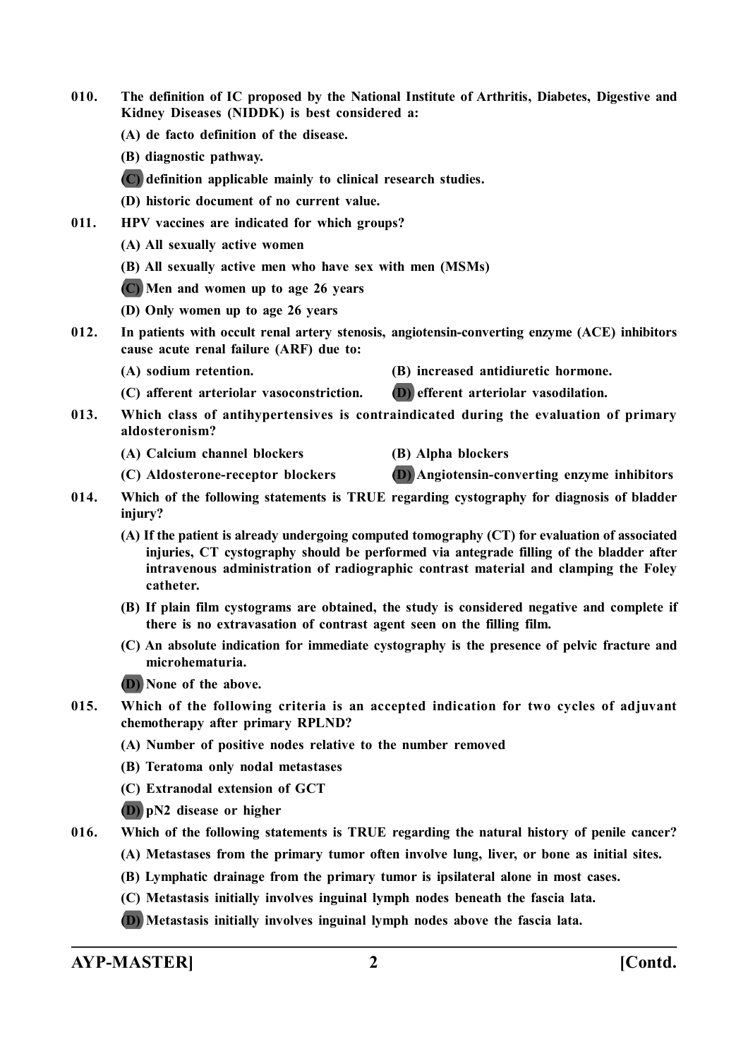**010.** **The definition of IC proposed by the National Institute of Arthritis, Diabetes, Digestive and Kidney Diseases (NIDDK) is best considered a:**

**(A) de facto definition of the disease.**

**(B) diagnostic pathway.**

**(C) definition applicable mainly to clinical research studies.**

**(D) historic document of no current value.**

**011.** **HPV vaccines are indicated for which groups?**

**(A) All sexually active women**

**(B) All sexually active men who have sex with men (MSMs)**

**(C) Men and women up to age 26 years**

**(D) Only women up to age 26 years**

**012.** **In patients with occult renal artery stenosis, angiotensin-converting enzyme (ACE) inhibitors cause acute renal failure (ARF) due to:**

**(A) sodium retention.**

**(B) increased antidiuretic hormone.**

**(C) afferent arteriolar vasoconstriction.**

**(D) efferent arteriolar vasodilation.**

**013.** **Which class of antihypertensives is contraindicated during the evaluation of primary aldosteronism?**

**(A) Calcium channel blockers**

**(B) Alpha blockers**

**(C) Aldosterone-receptor blockers**

**(D) Angiotensin-converting enzyme inhibitors**

**014.** **Which of the following statements is TRUE regarding cystography for diagnosis of bladder injury?**

**(A) If the patient is already undergoing computed tomography (CT) for evaluation of associated injuries, CT cystography should be performed via antegrade filling of the bladder after intravenous administration of radiographic contrast material and clamping the Foley catheter.**

**(B) If plain film cystograms are obtained, the study is considered negative and complete if there is no extravasation of contrast agent seen on the filling film.**

**(C) An absolute indication for immediate cystography is the presence of pelvic fracture and microhematuria.**

**(D) None of the above.**

**015.** **Which of the following criteria is an accepted indication for two cycles of adjuvant chemotherapy after primary RPLND?**

**(A) Number of positive nodes relative to the number removed**

**(B) Teratoma only nodal metastases**

**(C) Extranodal extension of GCT**

**(D) pN2 disease or higher**

**016.** **Which of the following statements is TRUE regarding the natural history of penile cancer?**

**(A) Metastases from the primary tumor often involve lung, liver, or bone as initial sites.**

**(B) Lymphatic drainage from the primary tumor is ipsilateral alone in most cases.**

**(C) Metastasis initially involves inguinal lymph nodes beneath the fascia lata.**

**(D) Metastasis initially involves inguinal lymph nodes above the fascia lata.**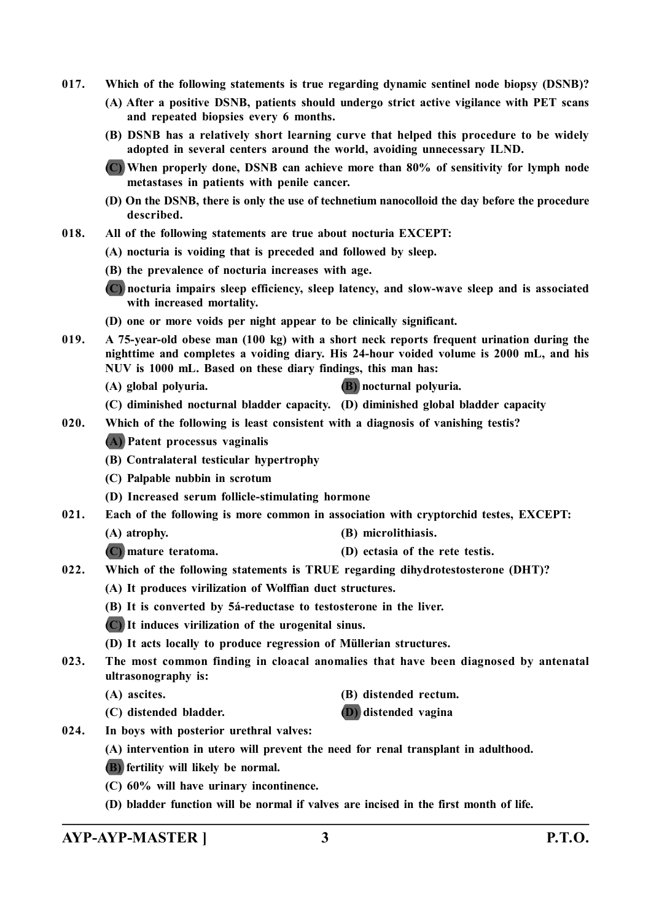**017. Which of the following statements is true regarding dynamic sentinel node biopsy (DSNB)?**

(A) After a positive DSNB, patients should undergo strict active vigilance with PET scans and repeated biopsies every 6 months.

(B) DSNB has a relatively short learning curve that helped this procedure to be widely adopted in several centers around the world, avoiding unnecessary ILND.

(C) When properly done, DSNB can achieve more than 80% of sensitivity for lymph node metastases in patients with penile cancer.

(D) On the DSNB, there is only the use of technetium nanocolloid the day before the procedure described.

**018. All of the following statements are true about nocturia EXCEPT:**

(A) nocturia is voiding that is preceded and followed by sleep.

(B) the prevalence of nocturia increases with age.

(C) nocturia impairs sleep efficiency, sleep latency, and slow-wave sleep and is associated with increased mortality.

(D) one or more voids per night appear to be clinically significant.

**019. A 75-year-old obese man (100 kg) with a short neck reports frequent urination during the nighttime and completes a voiding diary. His 24-hour voided volume is 2000 mL, and his NUV is 1000 mL. Based on these diary findings, this man has:**

(A) global polyuria.

(B) nocturnal polyuria.

(C) diminished nocturnal bladder capacity.

(D) diminished global bladder capacity

**020. Which of the following is least consistent with a diagnosis of vanishing testis?**

(A) Patent processus vaginalis

(B) Contralateral testicular hypertrophy

(C) Palpable nubbin in scrotum

(D) Increased serum follicle-stimulating hormone

**021. Each of the following is more common in association with cryptorchid testes, EXCEPT:**

(A) atrophy.

(B) microlithiasis.

(C) mature teratoma.

(D) ectasia of the rete testis.

**022. Which of the following statements is TRUE regarding dihydrotestosterone (DHT)?**

(A) It produces virilization of Wolffian duct structures.

(B) It is converted by 5á-reductase to testosterone in the liver.

(C) It induces virilization of the urogenital sinus.

(D) It acts locally to produce regression of Müllerian structures.

**023. The most common finding in cloacal anomalies that have been diagnosed by antenatal ultrasonography is:**

(A) ascites.

(B) distended rectum.

(C) distended bladder.

(D) distended vagina

**024. In boys with posterior urethral valves:**

(A) intervention in utero will prevent the need for renal transplant in adulthood.

(B) fertility will likely be normal.

(C) 60% will have urinary incontinence.

(D) bladder function will be normal if valves are incised in the first month of life.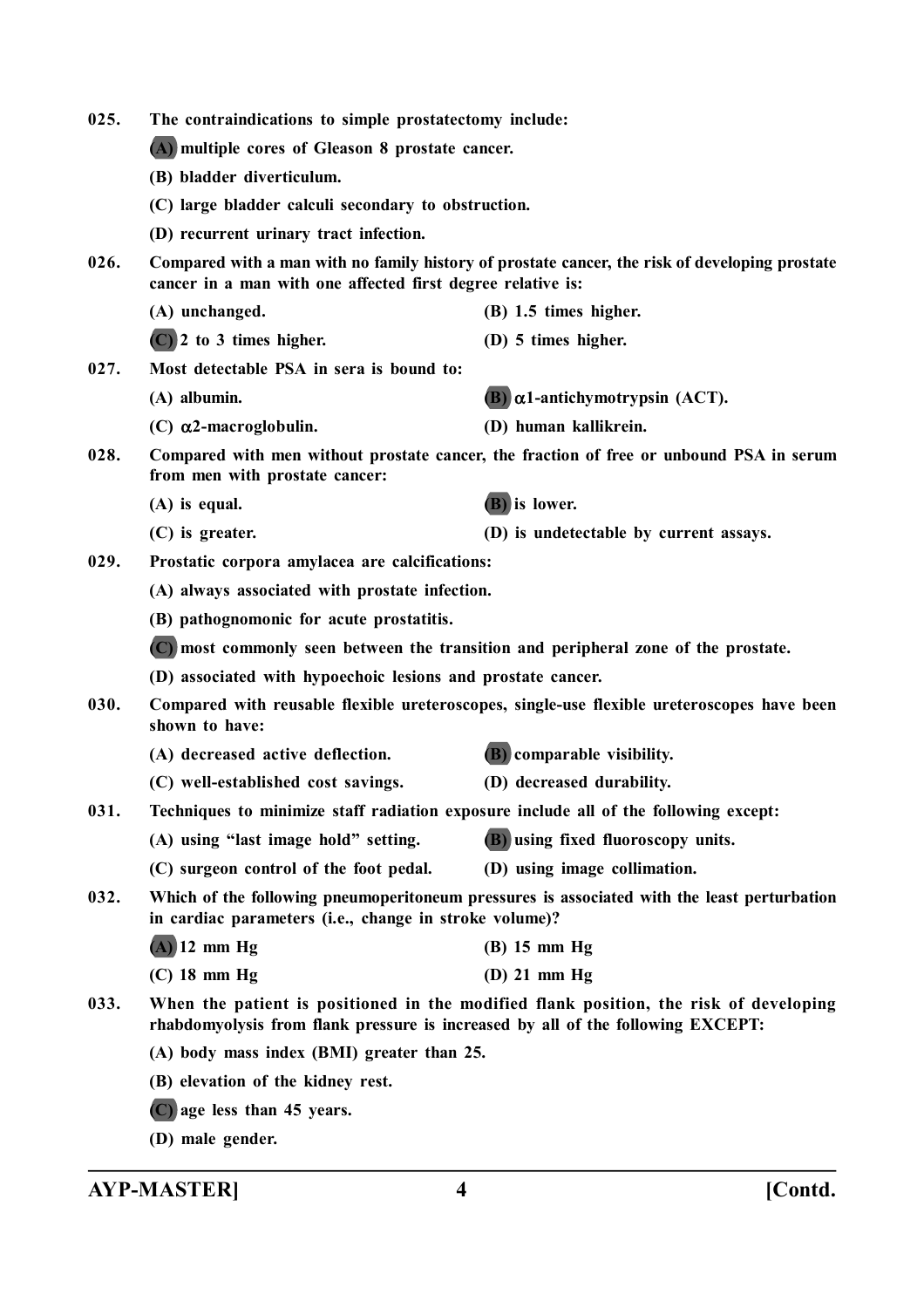**025. The contraindications to simple prostatectomy include:**

**(A) multiple cores of Gleason 8 prostate cancer.**

**(B) bladder diverticulum.**

**(C) large bladder calculi secondary to obstruction.**

**(D) recurrent urinary tract infection.**

**026. Compared with a man with no family history of prostate cancer, the risk of developing prostate cancer in a man with one affected first degree relative is:**

**(A) unchanged.** **(B) 1.5 times higher.**

**(C) 2 to 3 times higher.** **(D) 5 times higher.**

**027. Most detectable PSA in sera is bound to:**

**(A) albumin.** **(B) $\alpha$1-antichymotrypsin (ACT).**

**(C) $\alpha$2-macroglobulin.** **(D) human kallikrein.**

**028. Compared with men without prostate cancer, the fraction of free or unbound PSA in serum from men with prostate cancer:**

**(A) is equal.** **(B) is lower.**

**(C) is greater.** **(D) is undetectable by current assays.**

**029. Prostatic corpora amylacea are calcifications:**

**(A) always associated with prostate infection.**

**(B) pathognomonic for acute prostatitis.**

**(C) most commonly seen between the transition and peripheral zone of the prostate.**

**(D) associated with hypoechoic lesions and prostate cancer.**

**030. Compared with reusable flexible ureteroscopes, single-use flexible ureteroscopes have been shown to have:**

**(A) decreased active deflection.** **(B) comparable visibility.**

**(C) well-established cost savings.** **(D) decreased durability.**

**031. Techniques to minimize staff radiation exposure include all of the following except:**

**(A) using "last image hold" setting.** **(B) using fixed fluoroscopy units.**

**(C) surgeon control of the foot pedal.** **(D) using image collimation.**

**032. Which of the following pneumoperitoneum pressures is associated with the least perturbation in cardiac parameters (i.e., change in stroke volume)?**

**(A) 12 mm Hg** **(B) 15 mm Hg**

**(C) 18 mm Hg** **(D) 21 mm Hg**

**033. When the patient is positioned in the modified flank position, the risk of developing rhabdomyolysis from flank pressure is increased by all of the following EXCEPT:**

**(A) body mass index (BMI) greater than 25.**

**(B) elevation of the kidney rest.**

**(C) age less than 45 years.**

**(D) male gender.**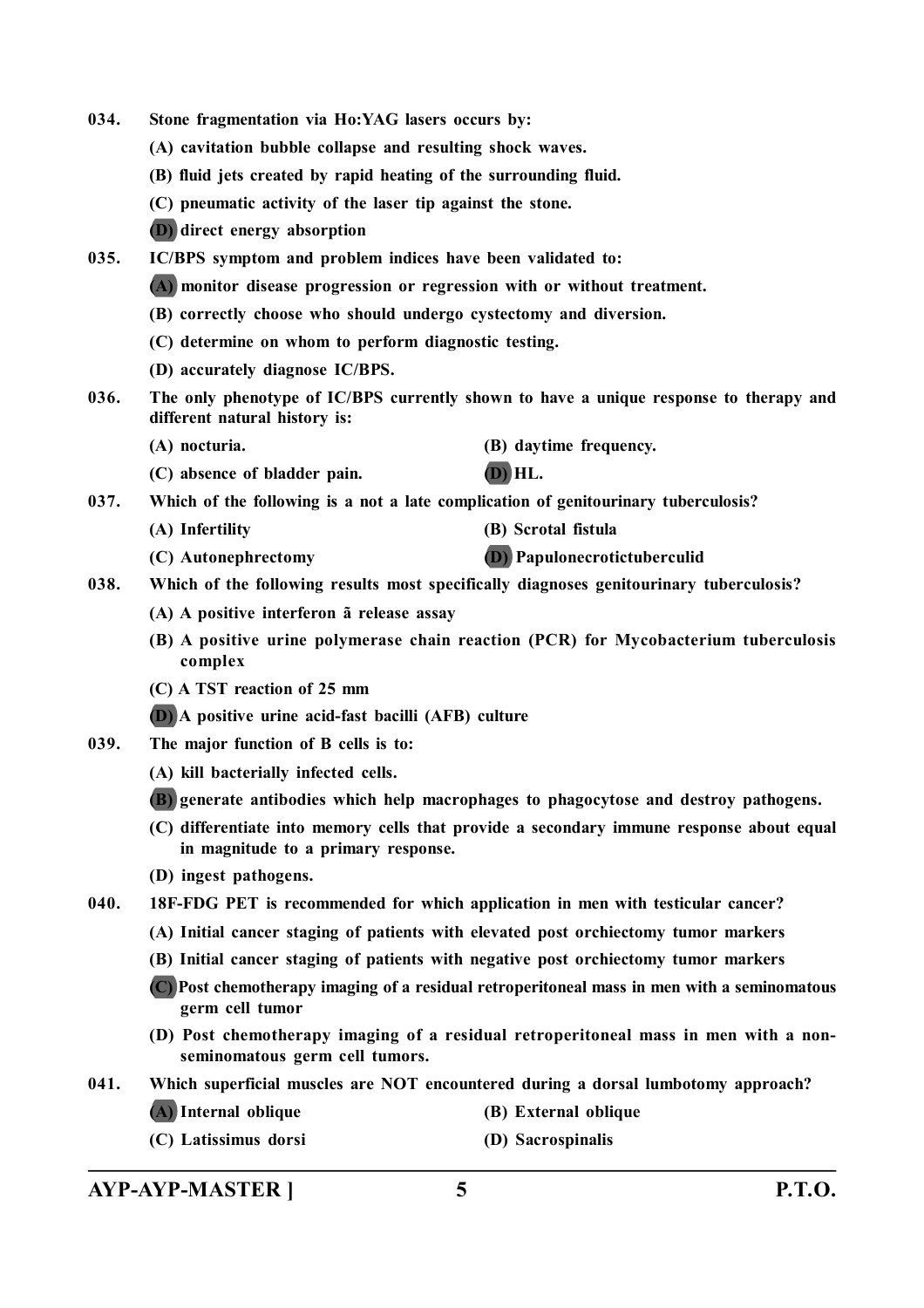034. **Stone fragmentation via Ho:YAG lasers occurs by:**

(A) cavitation bubble collapse and resulting shock waves.

(B) fluid jets created by rapid heating of the surrounding fluid.

(C) pneumatic activity of the laser tip against the stone.

(D) direct energy absorption

035. **IC/BPS symptom and problem indices have been validated to:**

(A) monitor disease progression or regression with or without treatment.

(B) correctly choose who should undergo cystectomy and diversion.

(C) determine on whom to perform diagnostic testing.

(D) accurately diagnose IC/BPS.

036. **The only phenotype of IC/BPS currently shown to have a unique response to therapy and different natural history is:**

(A) nocturia.

(B) daytime frequency.

(C) absence of bladder pain.

(D) HL.

037. **Which of the following is a not a late complication of genitourinary tuberculosis?**

(A) Infertility

(B) Scrotal fistula

(C) Autonephrectomy

(D) Papulonecrotictuberculid

038. **Which of the following results most specifically diagnoses genitourinary tuberculosis?**

(A) A positive interferon ã release assay

(B) A positive urine polymerase chain reaction (PCR) for Mycobacterium tuberculosis complex

(C) A TST reaction of 25 mm

(D) A positive urine acid-fast bacilli (AFB) culture

039. **The major function of B cells is to:**

(A) kill bacterially infected cells.

(B) generate antibodies which help macrophages to phagocytose and destroy pathogens.

(C) differentiate into memory cells that provide a secondary immune response about equal in magnitude to a primary response.

(D) ingest pathogens.

040. **18F-FDG PET is recommended for which application in men with testicular cancer?**

(A) Initial cancer staging of patients with elevated post orchiectomy tumor markers

(B) Initial cancer staging of patients with negative post orchiectomy tumor markers

(C) Post chemotherapy imaging of a residual retroperitoneal mass in men with a seminomatous germ cell tumor

(D) Post chemotherapy imaging of a residual retroperitoneal mass in men with a non-seminomatous germ cell tumors.

041. **Which superficial muscles are NOT encountered during a dorsal lumbotomy approach?**

(A) Internal oblique

(B) External oblique

(C) Latissimus dorsi

(D) Sacrospinalis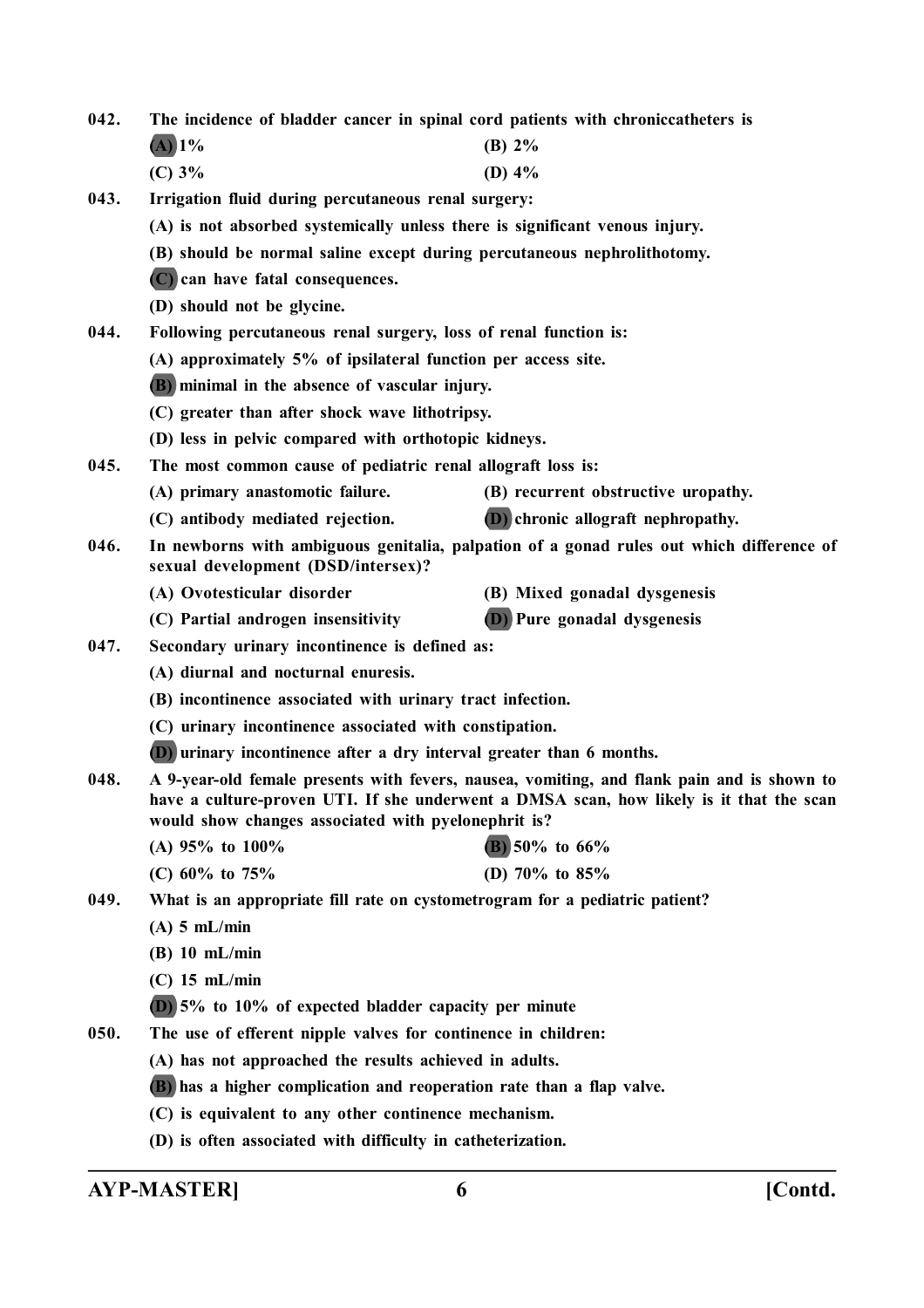**042. The incidence of bladder cancer in spinal cord patients with chroniccatheters is**

**(A) 1%** **(B) 2%**

**(C) 3%** **(D) 4%**

**043. Irrigation fluid during percutaneous renal surgery:**

**(A) is not absorbed systemically unless there is significant venous injury.**

**(B) should be normal saline except during percutaneous nephrolithotomy.**

**(C) can have fatal consequences.**

**(D) should not be glycine.**

**044. Following percutaneous renal surgery, loss of renal function is:**

**(A) approximately 5% of ipsilateral function per access site.**

**(B) minimal in the absence of vascular injury.**

**(C) greater than after shock wave lithotripsy.**

**(D) less in pelvic compared with orthotopic kidneys.**

**045. The most common cause of pediatric renal allograft loss is:**

**(A) primary anastomotic failure.** **(B) recurrent obstructive uropathy.**

**(C) antibody mediated rejection.** **(D) chronic allograft nephropathy.**

**046. In newborns with ambiguous genitalia, palpation of a gonad rules out which difference of sexual development (DSD/intersex)?**

**(A) Ovotesticular disorder** **(B) Mixed gonadal dysgenesis**

**(C) Partial androgen insensitivity** **(D) Pure gonadal dysgenesis**

**047. Secondary urinary incontinence is defined as:**

**(A) diurnal and nocturnal enuresis.**

**(B) incontinence associated with urinary tract infection.**

**(C) urinary incontinence associated with constipation.**

**(D) urinary incontinence after a dry interval greater than 6 months.**

**048. A 9-year-old female presents with fevers, nausea, vomiting, and flank pain and is shown to have a culture-proven UTI. If she underwent a DMSA scan, how likely is it that the scan would show changes associated with pyelonephrit is?**

**(A) 95% to 100%** **(B) 50% to 66%**

**(C) 60% to 75%** **(D) 70% to 85%**

**049. What is an appropriate fill rate on cystometrogram for a pediatric patient?**

**(A) 5 mL/min**

**(B) 10 mL/min**

**(C) 15 mL/min**

**(D) 5% to 10% of expected bladder capacity per minute**

**050. The use of efferent nipple valves for continence in children:**

**(A) has not approached the results achieved in adults.**

**(B) has a higher complication and reoperation rate than a flap valve.**

**(C) is equivalent to any other continence mechanism.**

**(D) is often associated with difficulty in catheterization.**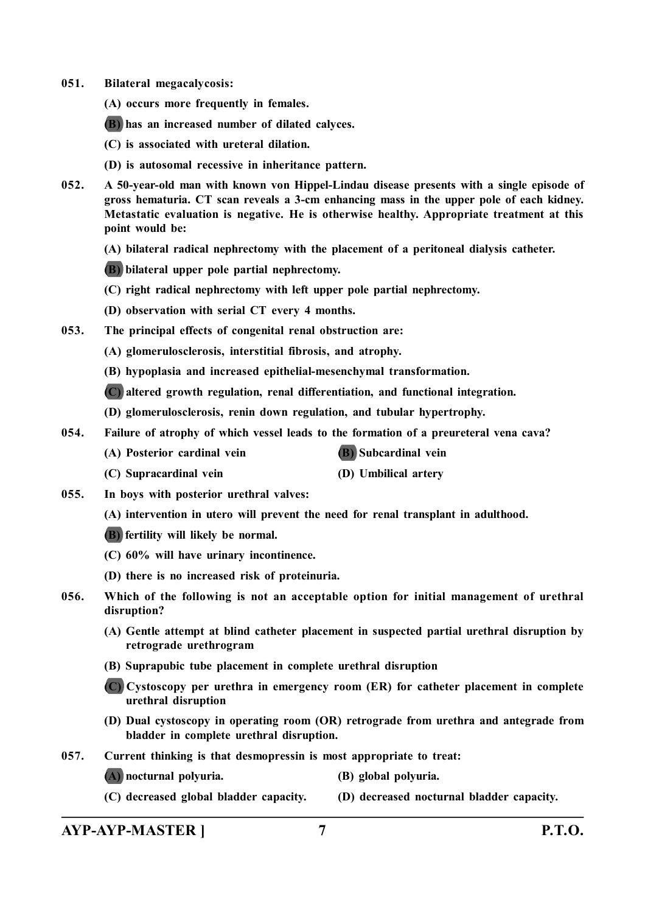051. **Bilateral megacalycosis:**

(A) occurs more frequently in females.

**(B)** has an increased number of dilated calyces.

(C) is associated with ureteral dilation.

(D) is autosomal recessive in inheritance pattern.

052. **A 50-year-old man with known von Hippel-Lindau disease presents with a single episode of gross hematuria. CT scan reveals a 3-cm enhancing mass in the upper pole of each kidney. Metastatic evaluation is negative. He is otherwise healthy. Appropriate treatment at this point would be:**

(A) bilateral radical nephrectomy with the placement of a peritoneal dialysis catheter.

**(B)** bilateral upper pole partial nephrectomy.

(C) right radical nephrectomy with left upper pole partial nephrectomy.

(D) observation with serial CT every 4 months.

053. **The principal effects of congenital renal obstruction are:**

(A) glomerulosclerosis, interstitial fibrosis, and atrophy.

(B) hypoplasia and increased epithelial-mesenchymal transformation.

**(C)** altered growth regulation, renal differentiation, and functional integration.

(D) glomerulosclerosis, renin down regulation, and tubular hypertrophy.

054. **Failure of atrophy of which vessel leads to the formation of a preureteral vena cava?**

(A) Posterior cardinal vein

**(B)** Subcardinal vein

(C) Supracardinal vein

(D) Umbilical artery

055. **In boys with posterior urethral valves:**

(A) intervention in utero will prevent the need for renal transplant in adulthood.

**(B)** fertility will likely be normal.

(C) 60% will have urinary incontinence.

(D) there is no increased risk of proteinuria.

056. **Which of the following is not an acceptable option for initial management of urethral disruption?**

(A) Gentle attempt at blind catheter placement in suspected partial urethral disruption by retrograde urethrogram

(B) Suprapubic tube placement in complete urethral disruption

**(C)** Cystoscopy per urethra in emergency room (ER) for catheter placement in complete urethral disruption

(D) Dual cystoscopy in operating room (OR) retrograde from urethra and antegrade from bladder in complete urethral disruption.

057. **Current thinking is that desmopressin is most appropriate to treat:**

**(A)** nocturnal polyuria.

(B) global polyuria.

(C) decreased global bladder capacity.

(D) decreased nocturnal bladder capacity.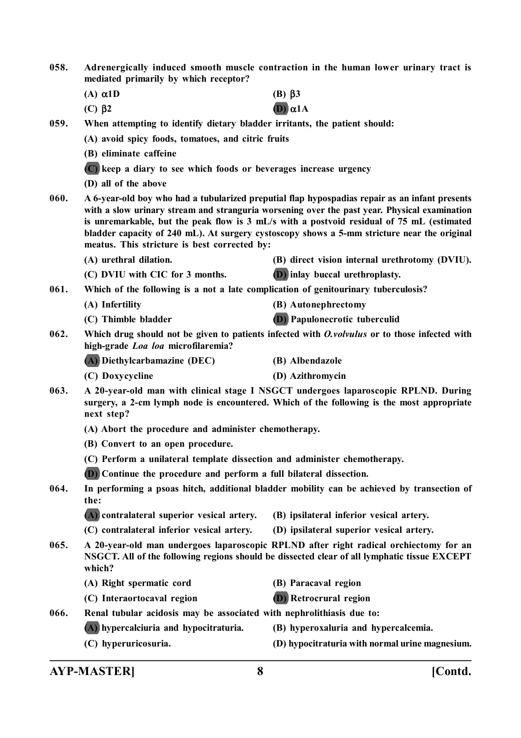**058. Adrenergically induced smooth muscle contraction in the human lower urinary tract is mediated primarily by which receptor?**

(A) $\alpha$1D
(B) $\beta$3
(C) $\beta$2
**(D) $\alpha$1A**

**059. When attempting to identify dietary bladder irritants, the patient should:**

(A) avoid spicy foods, tomatoes, and citric fruits
(B) eliminate caffeine
**(C) keep a diary to see which foods or beverages increase urgency**
(D) all of the above

**060. A 6-year-old boy who had a tubularized preputial flap hypospadias repair as an infant presents with a slow urinary stream and stranguria worsening over the past year. Physical examination is unremarkable, but the peak flow is 3 mL/s with a postvoid residual of 75 mL (estimated bladder capacity of 240 mL). At surgery cystoscopy shows a 5-mm stricture near the original meatus. This stricture is best corrected by:**

(A) urethral dilation.
(B) direct vision internal urethrotomy (DVIU).
(C) DVIU with CIC for 3 months.
**(D) inlay buccal urethroplasty.**

**061. Which of the following is a not a late complication of genitourinary tuberculosis?**

(A) Infertility
(B) Autonephrectomy
(C) Thimble bladder
**(D) Papulonecrotic tuberculid**

**062. Which drug should not be given to patients infected with *O.volvulus* or to those infected with high-grade *Loa loa* microfilaremia?**

**(A) Diethylcarbamazine (DEC)**
(B) Albendazole
(C) Doxycycline
(D) Azithromycin

**063. A 20-year-old man with clinical stage I NSGCT undergoes laparoscopic RPLND. During surgery, a 2-cm lymph node is encountered. Which of the following is the most appropriate next step?**

(A) Abort the procedure and administer chemotherapy.
(B) Convert to an open procedure.
(C) Perform a unilateral template dissection and administer chemotherapy.
**(D) Continue the procedure and perform a full bilateral dissection.**

**064. In performing a psoas hitch, additional bladder mobility can be achieved by transection of the:**

**(A) contralateral superior vesical artery.**
(B) ipsilateral inferior vesical artery.
(C) contralateral inferior vesical artery.
(D) ipsilateral superior vesical artery.

**065. A 20-year-old man undergoes laparoscopic RPLND after right radical orchiectomy for an NSGCT. All of the following regions should be dissected clear of all lymphatic tissue EXCEPT which?**

(A) Right spermatic cord
(B) Paracaval region
(C) Interaortocaval region
**(D) Retrocrural region**

**066. Renal tubular acidosis may be associated with nephrolithiasis due to:**

**(A) hypercalciuria and hypocitraturia.**
(B) hyperoxaluria and hypercalcemia.
(C) hyperuricosuria.
(D) hypocitraturia with normal urine magnesium.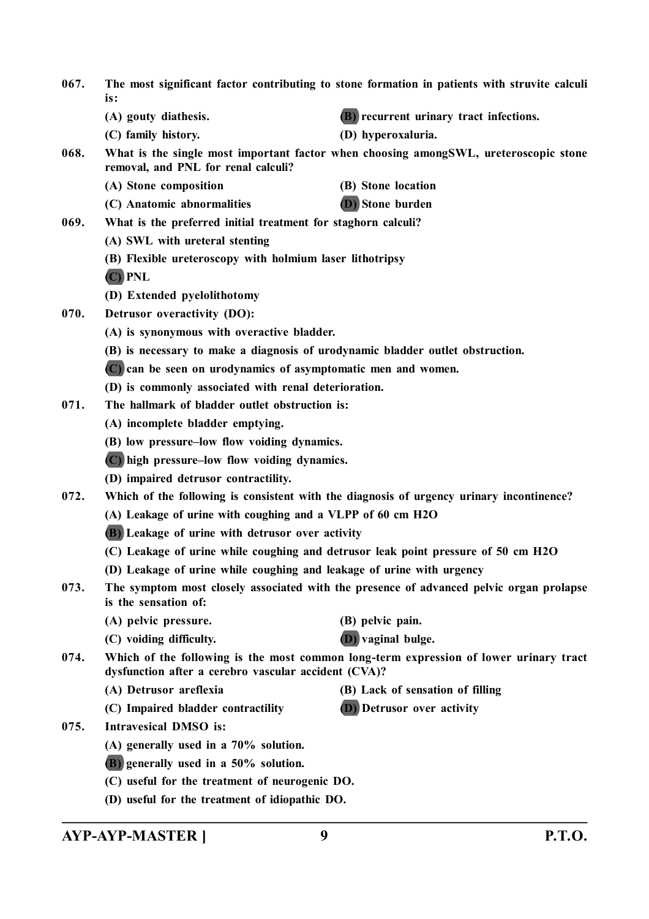067. The most significant factor contributing to stone formation in patients with struvite calculi is:

(A) gouty diathesis.
(B) recurrent urinary tract infections.
(C) family history.
(D) hyperoxaluria.

068. What is the single most important factor when choosing amongSWL, ureteroscopic stone removal, and PNL for renal calculi?

(A) Stone composition
(B) Stone location
(C) Anatomic abnormalities
(D) Stone burden

069. What is the preferred initial treatment for staghorn calculi?

(A) SWL with ureteral stenting
(B) Flexible ureteroscopy with holmium laser lithotripsy
(C) PNL
(D) Extended pyelolithotomy

070. Detrusor overactivity (DO):

(A) is synonymous with overactive bladder.
(B) is necessary to make a diagnosis of urodynamic bladder outlet obstruction.
(C) can be seen on urodynamics of asymptomatic men and women.
(D) is commonly associated with renal deterioration.

071. The hallmark of bladder outlet obstruction is:

(A) incomplete bladder emptying.
(B) low pressure–low flow voiding dynamics.
(C) high pressure–low flow voiding dynamics.
(D) impaired detrusor contractility.

072. Which of the following is consistent with the diagnosis of urgency urinary incontinence?

(A) Leakage of urine with coughing and a VLPP of 60 cm H2O
(B) Leakage of urine with detrusor over activity
(C) Leakage of urine while coughing and detrusor leak point pressure of 50 cm H2O
(D) Leakage of urine while coughing and leakage of urine with urgency

073. The symptom most closely associated with the presence of advanced pelvic organ prolapse is the sensation of:

(A) pelvic pressure.
(B) pelvic pain.
(C) voiding difficulty.
(D) vaginal bulge.

074. Which of the following is the most common long-term expression of lower urinary tract dysfunction after a cerebro vascular accident (CVA)?

(A) Detrusor areflexia
(B) Lack of sensation of filling
(C) Impaired bladder contractility
(D) Detrusor over activity

075. Intravesical DMSO is:

(A) generally used in a 70% solution.
(B) generally used in a 50% solution.
(C) useful for the treatment of neurogenic DO.
(D) useful for the treatment of idiopathic DO.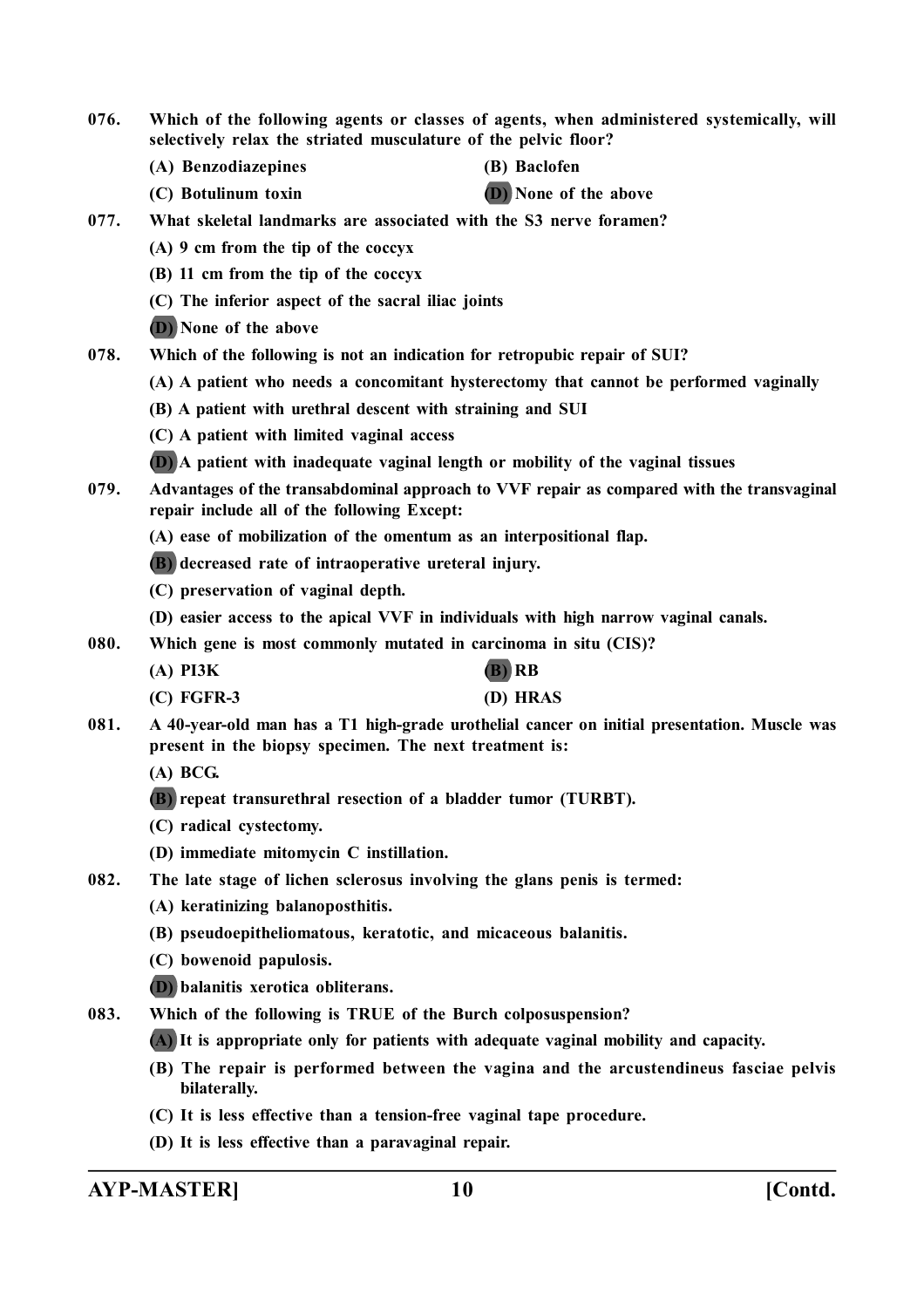076. **Which of the following agents or classes of agents, when administered systemically, will selectively relax the striated musculature of the pelvic floor?**

(A) Benzodiazepines

(B) Baclofen

(C) Botulinum toxin

**(D) None of the above**

077. **What skeletal landmarks are associated with the S3 nerve foramen?**

(A) 9 cm from the tip of the coccyx

(B) 11 cm from the tip of the coccyx

(C) The inferior aspect of the sacral iliac joints

**(D) None of the above**

078. **Which of the following is not an indication for retropubic repair of SUI?**

(A) A patient who needs a concomitant hysterectomy that cannot be performed vaginally

(B) A patient with urethral descent with straining and SUI

(C) A patient with limited vaginal access

**(D) A patient with inadequate vaginal length or mobility of the vaginal tissues**

079. **Advantages of the transabdominal approach to VVF repair as compared with the transvaginal repair include all of the following Except:**

(A) ease of mobilization of the omentum as an interpositional flap.

**(B) decreased rate of intraoperative ureteral injury.**

(C) preservation of vaginal depth.

(D) easier access to the apical VVF in individuals with high narrow vaginal canals.

080. **Which gene is most commonly mutated in carcinoma in situ (CIS)?**

(A) PI3K

**(B) RB**

(C) FGFR-3

(D) HRAS

081. **A 40-year-old man has a T1 high-grade urothelial cancer on initial presentation. Muscle was present in the biopsy specimen. The next treatment is:**

(A) BCG.

**(B) repeat transurethral resection of a bladder tumor (TURBT).**

(C) radical cystectomy.

(D) immediate mitomycin C instillation.

082. **The late stage of lichen sclerosus involving the glans penis is termed:**

(A) keratinizing balanoposthitis.

(B) pseudoepitheliomatous, keratotic, and micaceous balanitis.

(C) bowenoid papulosis.

**(D) balanitis xerotica obliterans.**

083. **Which of the following is TRUE of the Burch colposuspension?**

**(A) It is appropriate only for patients with adequate vaginal mobility and capacity.**

(B) The repair is performed between the vagina and the arcustendineus fasciae pelvis bilaterally.

(C) It is less effective than a tension-free vaginal tape procedure.

(D) It is less effective than a paravaginal repair.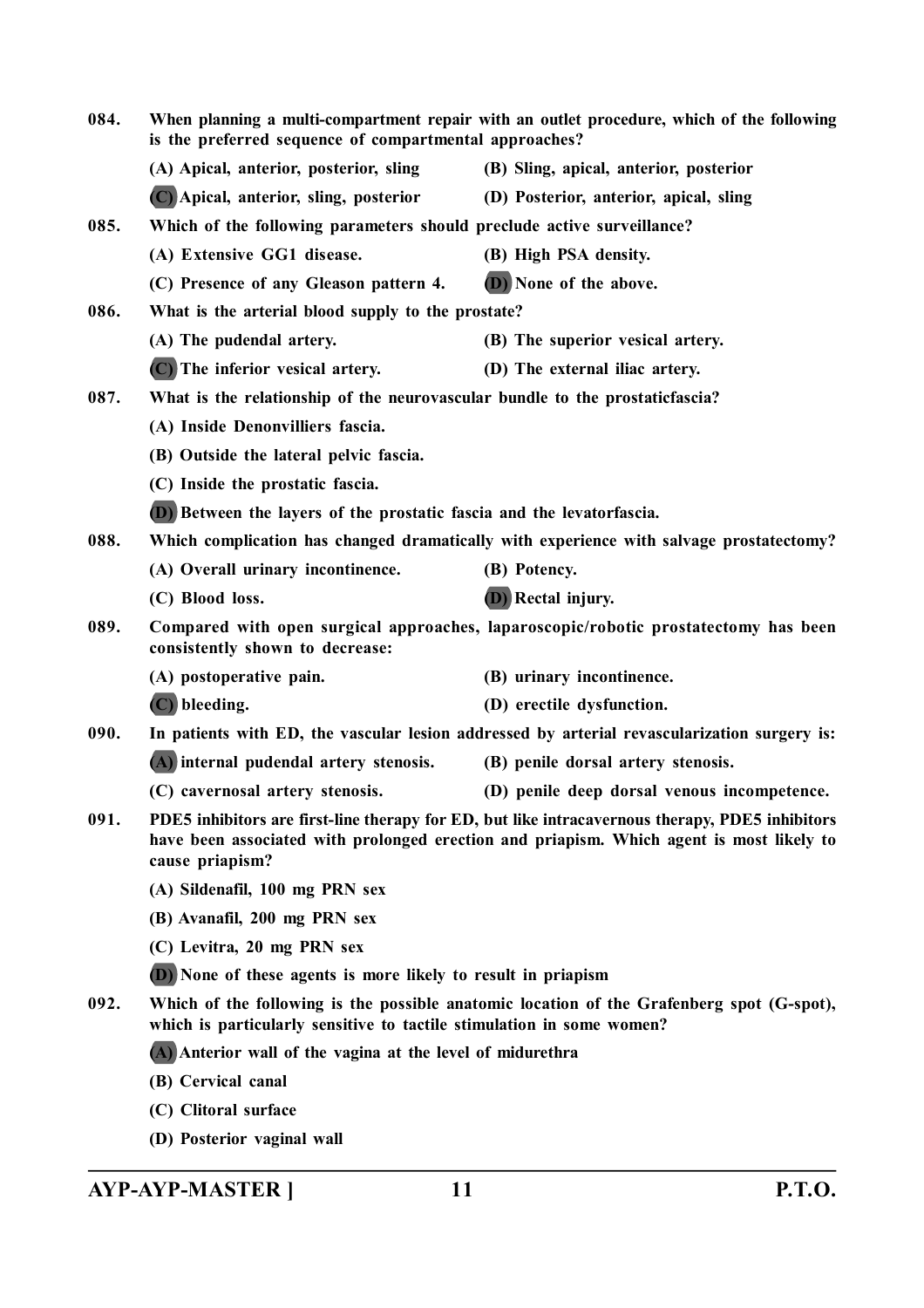084. **When planning a multi-compartment repair with an outlet procedure, which of the following is the preferred sequence of compartmental approaches?**

(A) Apical, anterior, posterior, sling
(B) Sling, apical, anterior, posterior
**(C)** Apical, anterior, sling, posterior
(D) Posterior, anterior, apical, sling

085. **Which of the following parameters should preclude active surveillance?**

(A) Extensive GG1 disease.
(B) High PSA density.
(C) Presence of any Gleason pattern 4.
**(D)** None of the above.

086. **What is the arterial blood supply to the prostate?**

(A) The pudendal artery.
(B) The superior vesical artery.
**(C)** The inferior vesical artery.
(D) The external iliac artery.

087. **What is the relationship of the neurovascular bundle to the prostaticfascia?**

(A) Inside Denonvilliers fascia.
(B) Outside the lateral pelvic fascia.
(C) Inside the prostatic fascia.
**(D)** Between the layers of the prostatic fascia and the levatorfascia.

088. **Which complication has changed dramatically with experience with salvage prostatectomy?**

(A) Overall urinary incontinence.
(B) Potency.
(C) Blood loss.
**(D)** Rectal injury.

089. **Compared with open surgical approaches, laparoscopic/robotic prostatectomy has been consistently shown to decrease:**

(A) postoperative pain.
(B) urinary incontinence.
**(C)** bleeding.
(D) erectile dysfunction.

090. **In patients with ED, the vascular lesion addressed by arterial revascularization surgery is:**

**(A)** internal pudendal artery stenosis.
(B) penile dorsal artery stenosis.
(C) cavernosal artery stenosis.
(D) penile deep dorsal venous incompetence.

091. **PDE5 inhibitors are first-line therapy for ED, but like intracavernous therapy, PDE5 inhibitors have been associated with prolonged erection and priapism. Which agent is most likely to cause priapism?**

(A) Sildenafil, 100 mg PRN sex
(B) Avanafil, 200 mg PRN sex
(C) Levitra, 20 mg PRN sex
**(D)** None of these agents is more likely to result in priapism

092. **Which of the following is the possible anatomic location of the Grafenberg spot (G-spot), which is particularly sensitive to tactile stimulation in some women?**

**(A)** Anterior wall of the vagina at the level of midurethra
(B) Cervical canal
(C) Clitoral surface
(D) Posterior vaginal wall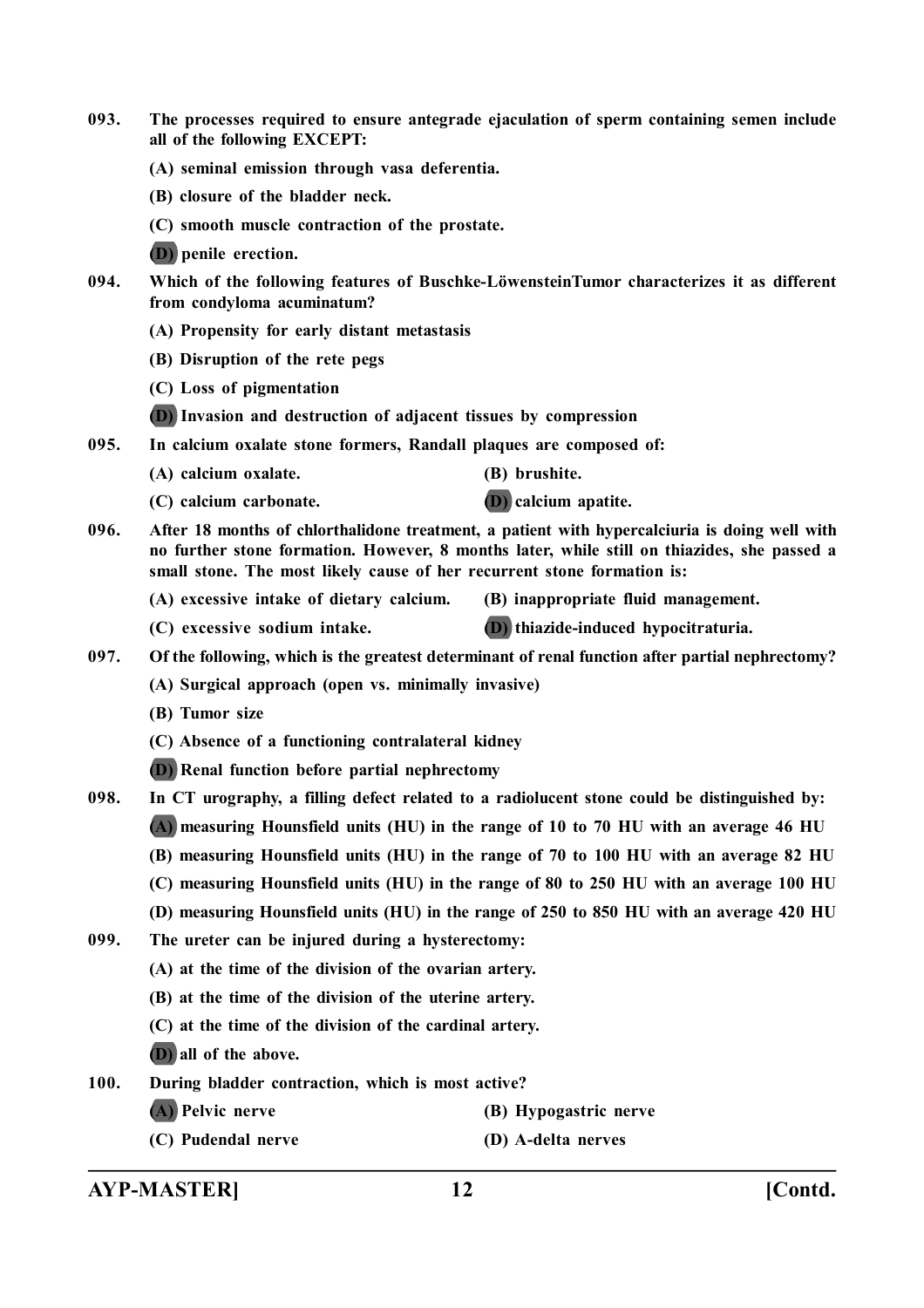093. The processes required to ensure antegrade ejaculation of sperm containing semen include all of the following EXCEPT:

(A) seminal emission through vasa deferentia.

(B) closure of the bladder neck.

(C) smooth muscle contraction of the prostate.

(D) penile erection.

094. Which of the following features of Buschke-LöwensteinTumor characterizes it as different from condyloma acuminatum?

(A) Propensity for early distant metastasis

(B) Disruption of the rete pegs

(C) Loss of pigmentation

(D) Invasion and destruction of adjacent tissues by compression

095. In calcium oxalate stone formers, Randall plaques are composed of:

(A) calcium oxalate.

(B) brushite.

(C) calcium carbonate.

(D) calcium apatite.

096. After 18 months of chlorthalidone treatment, a patient with hypercalciuria is doing well with no further stone formation. However, 8 months later, while still on thiazides, she passed a small stone. The most likely cause of her recurrent stone formation is:

(A) excessive intake of dietary calcium.

(B) inappropriate fluid management.

(C) excessive sodium intake.

(D) thiazide-induced hypocitraturia.

097. Of the following, which is the greatest determinant of renal function after partial nephrectomy?

(A) Surgical approach (open vs. minimally invasive)

(B) Tumor size

(C) Absence of a functioning contralateral kidney

(D) Renal function before partial nephrectomy

098. In CT urography, a filling defect related to a radiolucent stone could be distinguished by:

(A) measuring Hounsfield units (HU) in the range of 10 to 70 HU with an average 46 HU

(B) measuring Hounsfield units (HU) in the range of 70 to 100 HU with an average 82 HU

(C) measuring Hounsfield units (HU) in the range of 80 to 250 HU with an average 100 HU

(D) measuring Hounsfield units (HU) in the range of 250 to 850 HU with an average 420 HU

099. The ureter can be injured during a hysterectomy:

(A) at the time of the division of the ovarian artery.

(B) at the time of the division of the uterine artery.

(C) at the time of the division of the cardinal artery.

(D) all of the above.

100. During bladder contraction, which is most active?

(A) Pelvic nerve

(B) Hypogastric nerve

(C) Pudendal nerve

(D) A-delta nerves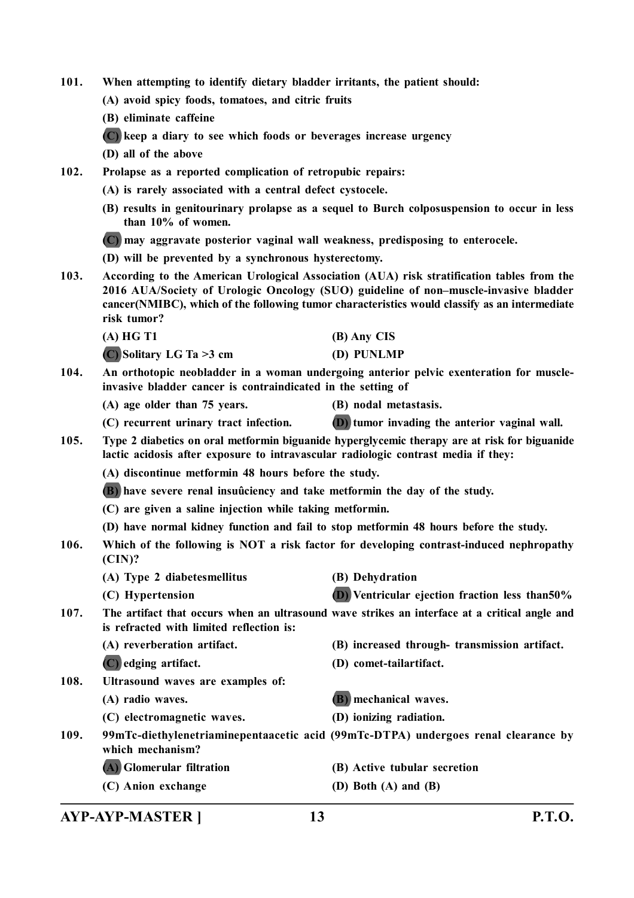101. When attempting to identify dietary bladder irritants, the patient should:

(A) avoid spicy foods, tomatoes, and citric fruits

(B) eliminate caffeine

(C) keep a diary to see which foods or beverages increase urgency

(D) all of the above

102. Prolapse as a reported complication of retropubic repairs:

(A) is rarely associated with a central defect cystocele.

(B) results in genitourinary prolapse as a sequel to Burch colposuspension to occur in less than 10% of women.

(C) may aggravate posterior vaginal wall weakness, predisposing to enterocele.

(D) will be prevented by a synchronous hysterectomy.

103. According to the American Urological Association (AUA) risk stratification tables from the 2016 AUA/Society of Urologic Oncology (SUO) guideline of non–muscle-invasive bladder cancer(NMIBC), which of the following tumor characteristics would classify as an intermediate risk tumor?

(A) HG T1 | (B) Any CIS

(C) Solitary LG Ta >3 cm | (D) PUNLMP

104. An orthotopic neobladder in a woman undergoing anterior pelvic exenteration for muscle-invasive bladder cancer is contraindicated in the setting of

(A) age older than 75 years. | (B) nodal metastasis.

(C) recurrent urinary tract infection. | (D) tumor invading the anterior vaginal wall.

105. Type 2 diabetics on oral metformin biguanide hyperglycemic therapy are at risk for biguanide lactic acidosis after exposure to intravascular radiologic contrast media if they:

(A) discontinue metformin 48 hours before the study.

(B) have severe renal insuûciency and take metformin the day of the study.

(C) are given a saline injection while taking metformin.

(D) have normal kidney function and fail to stop metformin 48 hours before the study.

106. Which of the following is NOT a risk factor for developing contrast-induced nephropathy (CIN)?

(A) Type 2 diabetesmellitus | (B) Dehydration

(C) Hypertension | (D) Ventricular ejection fraction less than50%

107. The artifact that occurs when an ultrasound wave strikes an interface at a critical angle and is refracted with limited reflection is:

(A) reverberation artifact. | (B) increased through- transmission artifact.

(C) edging artifact. | (D) comet-tailartifact.

108. Ultrasound waves are examples of:

(A) radio waves. | (B) mechanical waves.

(C) electromagnetic waves. | (D) ionizing radiation.

109. 99mTc-diethylenetriaminepentaacetic acid (99mTc-DTPA) undergoes renal clearance by which mechanism?

(A) Glomerular filtration | (B) Active tubular secretion

(C) Anion exchange | (D) Both (A) and (B)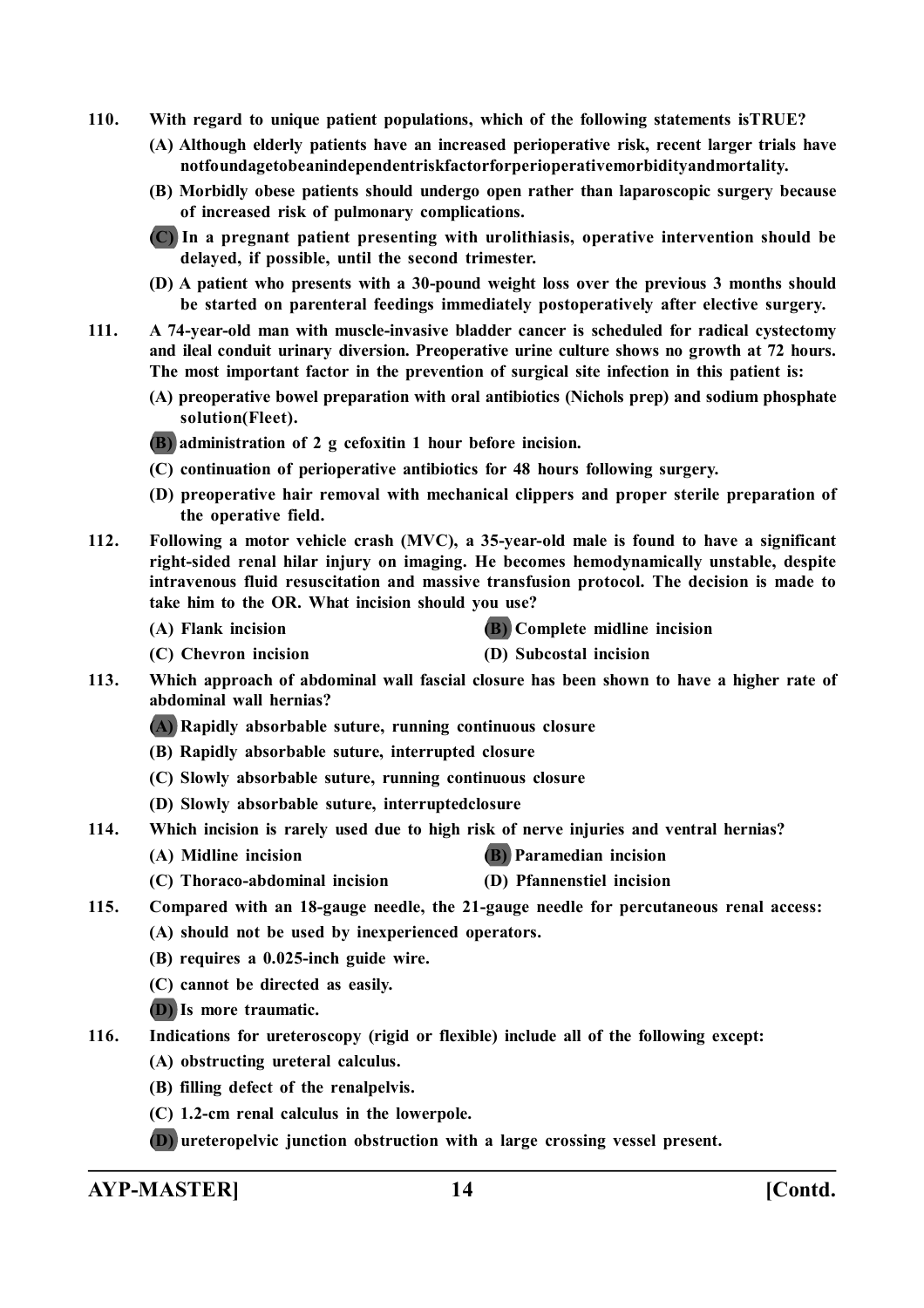110. With regard to unique patient populations, which of the following statements isTRUE?

(A) Although elderly patients have an increased perioperative risk, recent larger trials have notfoundagetobeanindependentriskfactorforperioperativemorbidityandmortality.

(B) Morbidly obese patients should undergo open rather than laparoscopic surgery because of increased risk of pulmonary complications.

**(C)** In a pregnant patient presenting with urolithiasis, operative intervention should be delayed, if possible, until the second trimester.

(D) A patient who presents with a 30-pound weight loss over the previous 3 months should be started on parenteral feedings immediately postoperatively after elective surgery.

111. A 74-year-old man with muscle-invasive bladder cancer is scheduled for radical cystectomy and ileal conduit urinary diversion. Preoperative urine culture shows no growth at 72 hours. The most important factor in the prevention of surgical site infection in this patient is:

(A) preoperative bowel preparation with oral antibiotics (Nichols prep) and sodium phosphate solution(Fleet).

**(B)** administration of 2 g cefoxitin 1 hour before incision.

(C) continuation of perioperative antibiotics for 48 hours following surgery.

(D) preoperative hair removal with mechanical clippers and proper sterile preparation of the operative field.

112. Following a motor vehicle crash (MVC), a 35-year-old male is found to have a significant right-sided renal hilar injury on imaging. He becomes hemodynamically unstable, despite intravenous fluid resuscitation and massive transfusion protocol. The decision is made to take him to the OR. What incision should you use?

(A) Flank incision

**(B)** Complete midline incision

(C) Chevron incision

(D) Subcostal incision

113. Which approach of abdominal wall fascial closure has been shown to have a higher rate of abdominal wall hernias?

**(A)** Rapidly absorbable suture, running continuous closure

(B) Rapidly absorbable suture, interrupted closure

(C) Slowly absorbable suture, running continuous closure

(D) Slowly absorbable suture, interruptedclosure

114. Which incision is rarely used due to high risk of nerve injuries and ventral hernias?

(A) Midline incision

**(B)** Paramedian incision

(C) Thoraco-abdominal incision

(D) Pfannenstiel incision

115. Compared with an 18-gauge needle, the 21-gauge needle for percutaneous renal access:

(A) should not be used by inexperienced operators.

(B) requires a 0.025-inch guide wire.

(C) cannot be directed as easily.

**(D)** Is more traumatic.

116. Indications for ureteroscopy (rigid or flexible) include all of the following except:

(A) obstructing ureteral calculus.

(B) filling defect of the renalpelvis.

(C) 1.2-cm renal calculus in the lowerpole.

**(D)** ureteropelvic junction obstruction with a large crossing vessel present.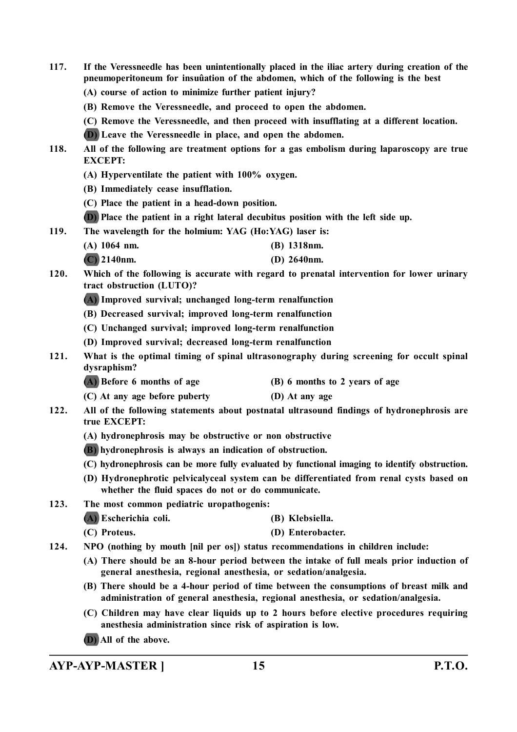**117. If the Veressneedle has been unintentionally placed in the iliac artery during creation of the pneumoperitoneum for insuûation of the abdomen, which of the following is the best**

**(A) course of action to minimize further patient injury?**

**(B) Remove the Veressneedle, and proceed to open the abdomen.**

**(C) Remove the Veressneedle, and then proceed with insufflating at a different location.**

**(D) Leave the Veressneedle in place, and open the abdomen.**

**118. All of the following are treatment options for a gas embolism during laparoscopy are true EXCEPT:**

**(A) Hyperventilate the patient with 100% oxygen.**

**(B) Immediately cease insufflation.**

**(C) Place the patient in a head-down position.**

**(D) Place the patient in a right lateral decubitus position with the left side up.**

**119. The wavelength for the holmium: YAG (Ho:YAG) laser is:**

**(A) 1064 nm.**

**(B) 1318nm.**

**(C) 2140nm.**

**(D) 2640nm.**

**120. Which of the following is accurate with regard to prenatal intervention for lower urinary tract obstruction (LUTO)?**

**(A) Improved survival; unchanged long-term renalfunction**

**(B) Decreased survival; improved long-term renalfunction**

**(C) Unchanged survival; improved long-term renalfunction**

**(D) Improved survival; decreased long-term renalfunction**

**121. What is the optimal timing of spinal ultrasonography during screening for occult spinal dysraphism?**

**(A) Before 6 months of age**

**(B) 6 months to 2 years of age**

**(C) At any age before puberty**

**(D) At any age**

**122. All of the following statements about postnatal ultrasound findings of hydronephrosis are true EXCEPT:**

**(A) hydronephrosis may be obstructive or non obstructive**

**(B) hydronephrosis is always an indication of obstruction.**

**(C) hydronephrosis can be more fully evaluated by functional imaging to identify obstruction.**

**(D) Hydronephrotic pelvicalyceal system can be differentiated from renal cysts based on whether the fluid spaces do not or do communicate.**

**123. The most common pediatric uropathogenis:**

**(A) Escherichia coli.**

**(B) Klebsiella.**

**(C) Proteus.**

**(D) Enterobacter.**

**124. NPO (nothing by mouth [nil per os]) status recommendations in children include:**

**(A) There should be an 8-hour period between the intake of full meals prior induction of general anesthesia, regional anesthesia, or sedation/analgesia.**

**(B) There should be a 4-hour period of time between the consumptions of breast milk and administration of general anesthesia, regional anesthesia, or sedation/analgesia.**

**(C) Children may have clear liquids up to 2 hours before elective procedures requiring anesthesia administration since risk of aspiration is low.**

**(D) All of the above.**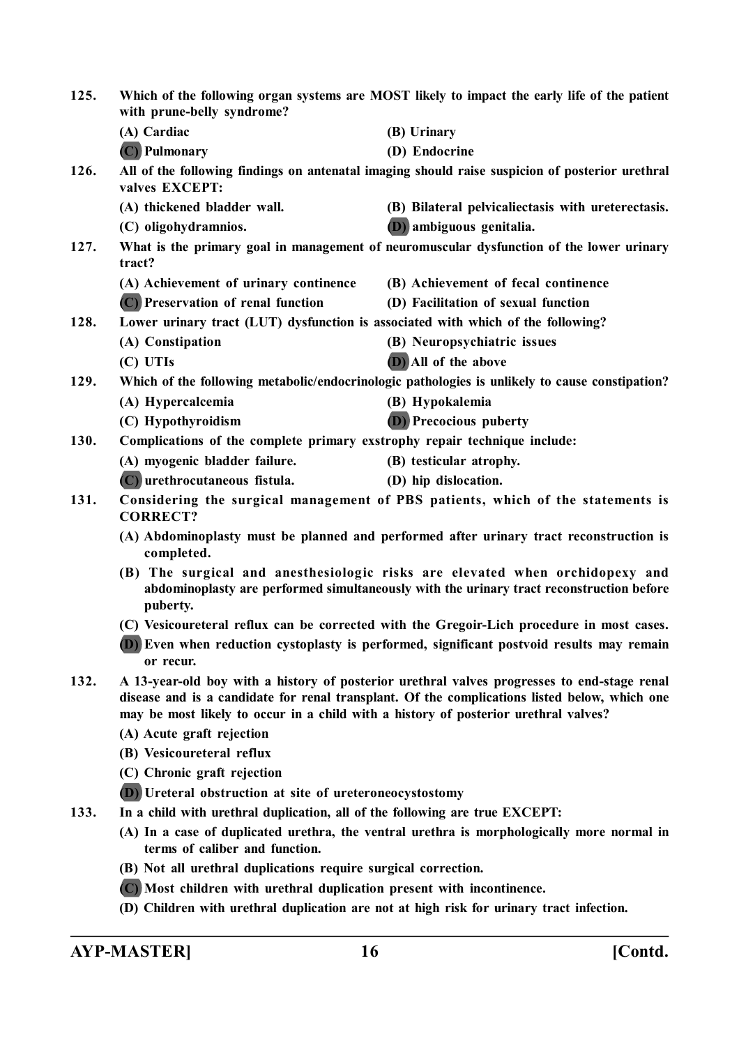**125. Which of the following organ systems are MOST likely to impact the early life of the patient with prune-belly syndrome?**

(A) Cardiac (B) Urinary

(C) Pulmonary (D) Endocrine

**126. All of the following findings on antenatal imaging should raise suspicion of posterior urethral valves EXCEPT:**

(A) thickened bladder wall. (B) Bilateral pelvicaliectasis with ureterectasis.

(C) oligohydramnios. (D) ambiguous genitalia.

**127. What is the primary goal in management of neuromuscular dysfunction of the lower urinary tract?**

(A) Achievement of urinary continence (B) Achievement of fecal continence

(C) Preservation of renal function (D) Facilitation of sexual function

**128. Lower urinary tract (LUT) dysfunction is associated with which of the following?**

(A) Constipation (B) Neuropsychiatric issues

(C) UTIs (D) All of the above

**129. Which of the following metabolic/endocrinologic pathologies is unlikely to cause constipation?**

(A) Hypercalcemia (B) Hypokalemia

(C) Hypothyroidism (D) Precocious puberty

**130. Complications of the complete primary exstrophy repair technique include:**

(A) myogenic bladder failure. (B) testicular atrophy.

(C) urethrocutaneous fistula. (D) hip dislocation.

**131. Considering the surgical management of PBS patients, which of the statements is CORRECT?**

(A) Abdominoplasty must be planned and performed after urinary tract reconstruction is completed.

(B) The surgical and anesthesiologic risks are elevated when orchidopexy and abdominoplasty are performed simultaneously with the urinary tract reconstruction before puberty.

(C) Vesicoureteral reflux can be corrected with the Gregoir-Lich procedure in most cases.

(D) Even when reduction cystoplasty is performed, significant postvoid results may remain or recur.

**132. A 13-year-old boy with a history of posterior urethral valves progresses to end-stage renal disease and is a candidate for renal transplant. Of the complications listed below, which one may be most likely to occur in a child with a history of posterior urethral valves?**

(A) Acute graft rejection

(B) Vesicoureteral reflux

(C) Chronic graft rejection

(D) Ureteral obstruction at site of ureteroneocystostomy

**133. In a child with urethral duplication, all of the following are true EXCEPT:**

(A) In a case of duplicated urethra, the ventral urethra is morphologically more normal in terms of caliber and function.

(B) Not all urethral duplications require surgical correction.

(C) Most children with urethral duplication present with incontinence.

(D) Children with urethral duplication are not at high risk for urinary tract infection.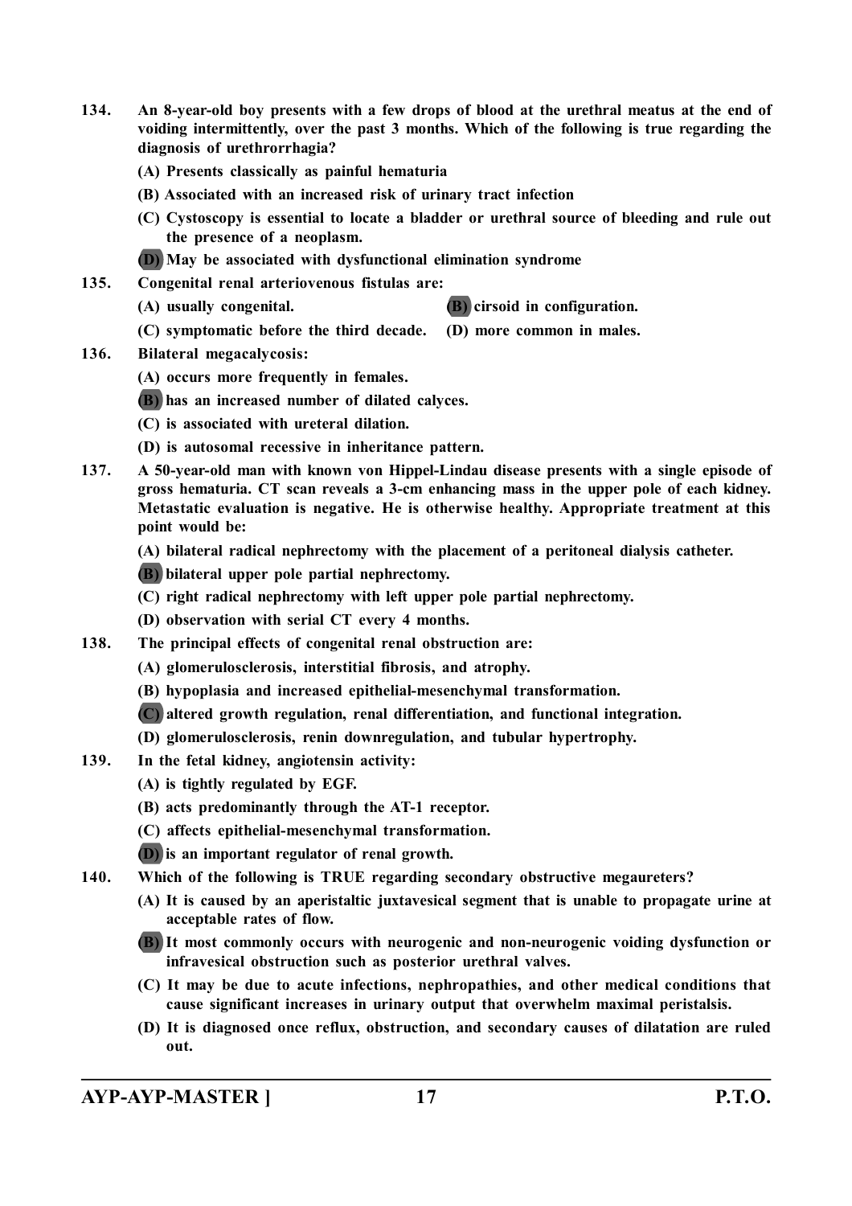**134. An 8-year-old boy presents with a few drops of blood at the urethral meatus at the end of voiding intermittently, over the past 3 months. Which of the following is true regarding the diagnosis of urethrorrhagia?**

**(A) Presents classically as painful hematuria**

**(B) Associated with an increased risk of urinary tract infection**

**(C) Cystoscopy is essential to locate a bladder or urethral source of bleeding and rule out the presence of a neoplasm.**

**(D) May be associated with dysfunctional elimination syndrome**

**135. Congenital renal arteriovenous fistulas are:**

**(A) usually congenital.**

**(B) cirsoid in configuration.**

**(C) symptomatic before the third decade.**

**(D) more common in males.**

**136. Bilateral megacalycosis:**

**(A) occurs more frequently in females.**

**(B) has an increased number of dilated calyces.**

**(C) is associated with ureteral dilation.**

**(D) is autosomal recessive in inheritance pattern.**

**137. A 50-year-old man with known von Hippel-Lindau disease presents with a single episode of gross hematuria. CT scan reveals a 3-cm enhancing mass in the upper pole of each kidney. Metastatic evaluation is negative. He is otherwise healthy. Appropriate treatment at this point would be:**

**(A) bilateral radical nephrectomy with the placement of a peritoneal dialysis catheter.**

**(B) bilateral upper pole partial nephrectomy.**

**(C) right radical nephrectomy with left upper pole partial nephrectomy.**

**(D) observation with serial CT every 4 months.**

**138. The principal effects of congenital renal obstruction are:**

**(A) glomerulosclerosis, interstitial fibrosis, and atrophy.**

**(B) hypoplasia and increased epithelial-mesenchymal transformation.**

**(C) altered growth regulation, renal differentiation, and functional integration.**

**(D) glomerulosclerosis, renin downregulation, and tubular hypertrophy.**

**139. In the fetal kidney, angiotensin activity:**

**(A) is tightly regulated by EGF.**

**(B) acts predominantly through the AT-1 receptor.**

**(C) affects epithelial-mesenchymal transformation.**

**(D) is an important regulator of renal growth.**

**140. Which of the following is TRUE regarding secondary obstructive megaureters?**

**(A) It is caused by an aperistaltic juxtavesical segment that is unable to propagate urine at acceptable rates of flow.**

**(B) It most commonly occurs with neurogenic and non-neurogenic voiding dysfunction or infravesical obstruction such as posterior urethral valves.**

**(C) It may be due to acute infections, nephropathies, and other medical conditions that cause significant increases in urinary output that overwhelm maximal peristalsis.**

**(D) It is diagnosed once reflux, obstruction, and secondary causes of dilatation are ruled out.**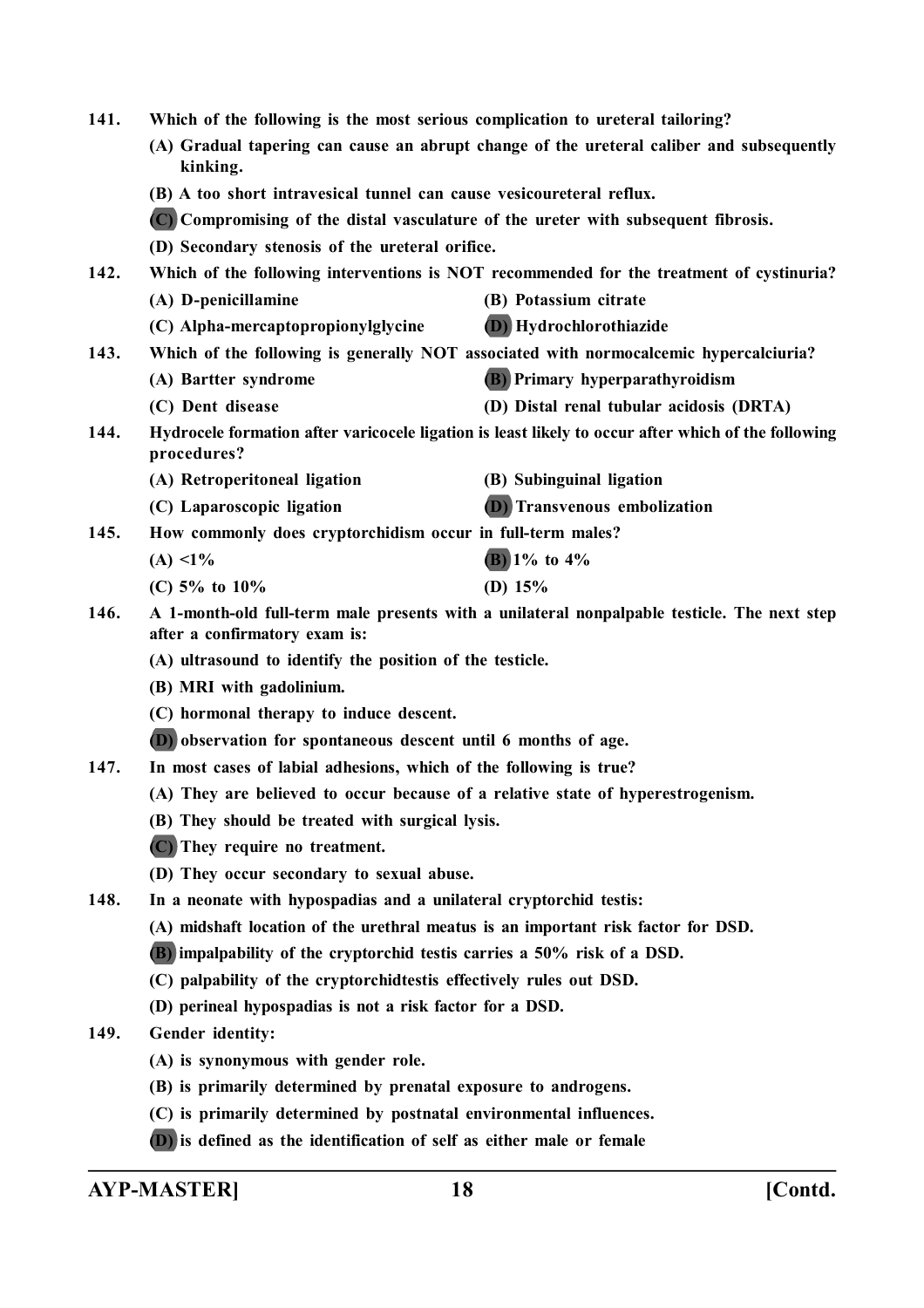141. **Which of the following is the most serious complication to ureteral tailoring?**

(A) Gradual tapering can cause an abrupt change of the ureteral caliber and subsequently kinking.

(B) A too short intravesical tunnel can cause vesicoureteral reflux.

**(C)** Compromising of the distal vasculature of the ureter with subsequent fibrosis.

(D) Secondary stenosis of the ureteral orifice.

142. **Which of the following interventions is NOT recommended for the treatment of cystinuria?**

(A) D-penicillamine

(B) Potassium citrate

(C) Alpha-mercaptopropionylglycine

**(D)** Hydrochlorothiazide

143. **Which of the following is generally NOT associated with normocalcemic hypercalciuria?**

(A) Bartter syndrome

**(B)** Primary hyperparathyroidism

(C) Dent disease

(D) Distal renal tubular acidosis (DRTA)

144. **Hydrocele formation after varicocele ligation is least likely to occur after which of the following procedures?**

(A) Retroperitoneal ligation

(B) Subinguinal ligation

(C) Laparoscopic ligation

**(D)** Transvenous embolization

145. **How commonly does cryptorchidism occur in full-term males?**

(A) <1%

**(B)** 1% to 4%

(C) 5% to 10%

(D) 15%

146. **A 1-month-old full-term male presents with a unilateral nonpalpable testicle. The next step after a confirmatory exam is:**

(A) ultrasound to identify the position of the testicle.

(B) MRI with gadolinium.

(C) hormonal therapy to induce descent.

**(D)** observation for spontaneous descent until 6 months of age.

147. **In most cases of labial adhesions, which of the following is true?**

(A) They are believed to occur because of a relative state of hyperestrogenism.

(B) They should be treated with surgical lysis.

**(C)** They require no treatment.

(D) They occur secondary to sexual abuse.

148. **In a neonate with hypospadias and a unilateral cryptorchid testis:**

(A) midshaft location of the urethral meatus is an important risk factor for DSD.

**(B)** impalpability of the cryptorchid testis carries a 50% risk of a DSD.

(C) palpability of the cryptorchidtestis effectively rules out DSD.

(D) perineal hypospadias is not a risk factor for a DSD.

149. **Gender identity:**

(A) is synonymous with gender role.

(B) is primarily determined by prenatal exposure to androgens.

(C) is primarily determined by postnatal environmental influences.

**(D)** is defined as the identification of self as either male or female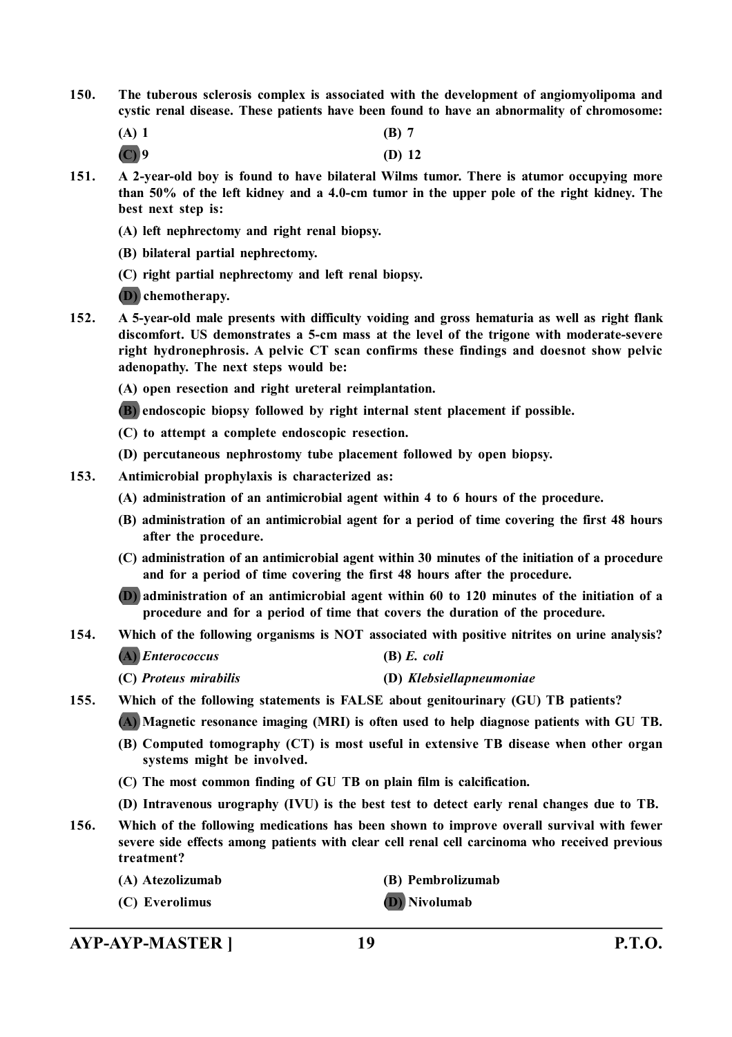**150. The tuberous sclerosis complex is associated with the development of angiomyolipoma and cystic renal disease. These patients have been found to have an abnormality of chromosome:**

**(A) 1** **(B) 7**

**(C) 9** **(D) 12**

**151. A 2-year-old boy is found to have bilateral Wilms tumor. There is atumor occupying more than 50% of the left kidney and a 4.0-cm tumor in the upper pole of the right kidney. The best next step is:**

**(A) left nephrectomy and right renal biopsy.**

**(B) bilateral partial nephrectomy.**

**(C) right partial nephrectomy and left renal biopsy.**

**(D) chemotherapy.**

**152. A 5-year-old male presents with difficulty voiding and gross hematuria as well as right flank discomfort. US demonstrates a 5-cm mass at the level of the trigone with moderate-severe right hydronephrosis. A pelvic CT scan confirms these findings and doesnot show pelvic adenopathy. The next steps would be:**

**(A) open resection and right ureteral reimplantation.**

**(B) endoscopic biopsy followed by right internal stent placement if possible.**

**(C) to attempt a complete endoscopic resection.**

**(D) percutaneous nephrostomy tube placement followed by open biopsy.**

**153. Antimicrobial prophylaxis is characterized as:**

**(A) administration of an antimicrobial agent within 4 to 6 hours of the procedure.**

**(B) administration of an antimicrobial agent for a period of time covering the first 48 hours after the procedure.**

**(C) administration of an antimicrobial agent within 30 minutes of the initiation of a procedure and for a period of time covering the first 48 hours after the procedure.**

**(D) administration of an antimicrobial agent within 60 to 120 minutes of the initiation of a procedure and for a period of time that covers the duration of the procedure.**

**154. Which of the following organisms is NOT associated with positive nitrites on urine analysis?**

**(A) *Enterococcus*** **(B) *E. coli***

**(C) *Proteus mirabilis*** **(D) *Klebsiellapneumoniae***

**155. Which of the following statements is FALSE about genitourinary (GU) TB patients?**

**(A) Magnetic resonance imaging (MRI) is often used to help diagnose patients with GU TB.**

**(B) Computed tomography (CT) is most useful in extensive TB disease when other organ systems might be involved.**

**(C) The most common finding of GU TB on plain film is calcification.**

**(D) Intravenous urography (IVU) is the best test to detect early renal changes due to TB.**

**156. Which of the following medications has been shown to improve overall survival with fewer severe side effects among patients with clear cell renal cell carcinoma who received previous treatment?**

**(A) Atezolizumab** **(B) Pembrolizumab**

**(C) Everolimus** **(D) Nivolumab**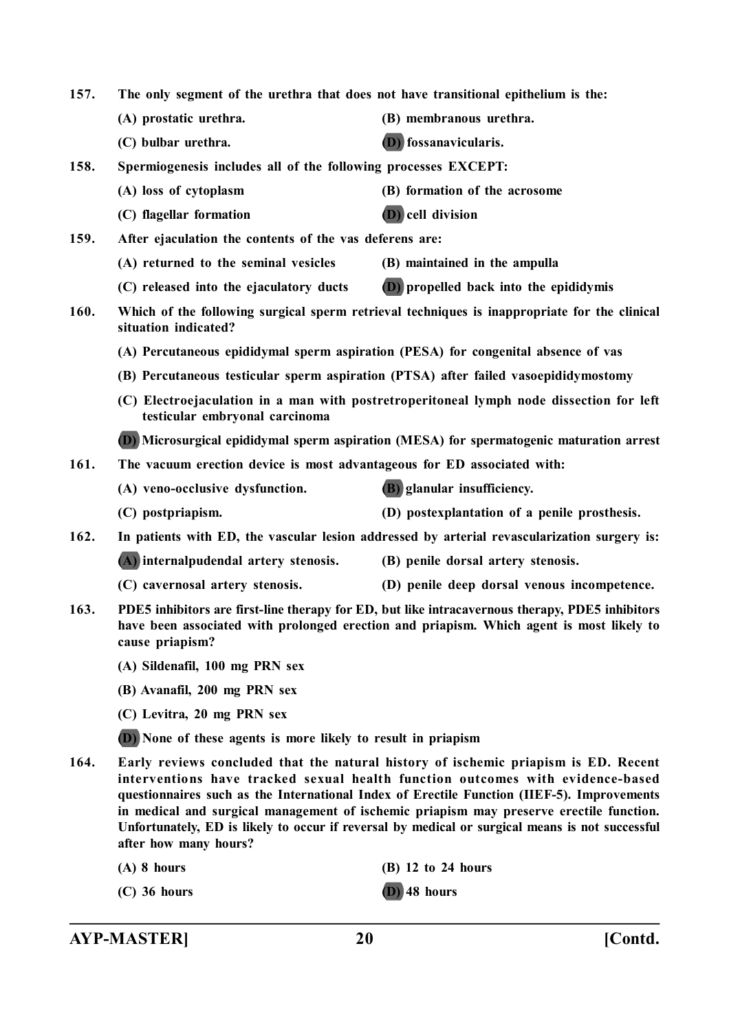157. The only segment of the urethra that does not have transitional epithelium is the:

(A) prostatic urethra.
(B) membranous urethra.
(C) bulbar urethra.
(D) fossanavicularis.

158. Spermiogenesis includes all of the following processes EXCEPT:

(A) loss of cytoplasm
(B) formation of the acrosome
(C) flagellar formation
(D) cell division

159. After ejaculation the contents of the vas deferens are:

(A) returned to the seminal vesicles
(B) maintained in the ampulla
(C) released into the ejaculatory ducts
(D) propelled back into the epididymis

160. Which of the following surgical sperm retrieval techniques is inappropriate for the clinical situation indicated?

(A) Percutaneous epididymal sperm aspiration (PESA) for congenital absence of vas

(B) Percutaneous testicular sperm aspiration (PTSA) after failed vasoepididymostomy

(C) Electroejaculation in a man with postretroperitoneal lymph node dissection for left testicular embryonal carcinoma

(D) Microsurgical epididymal sperm aspiration (MESA) for spermatogenic maturation arrest

161. The vacuum erection device is most advantageous for ED associated with:

(A) veno-occlusive dysfunction.
(B) glanular insufficiency.
(C) postpriapism.
(D) postexplantation of a penile prosthesis.

162. In patients with ED, the vascular lesion addressed by arterial revascularization surgery is:

(A) internalpudendal artery stenosis.
(B) penile dorsal artery stenosis.
(C) cavernosal artery stenosis.
(D) penile deep dorsal venous incompetence.

163. PDE5 inhibitors are first-line therapy for ED, but like intracavernous therapy, PDE5 inhibitors have been associated with prolonged erection and priapism. Which agent is most likely to cause priapism?

(A) Sildenafil, 100 mg PRN sex

(B) Avanafil, 200 mg PRN sex

(C) Levitra, 20 mg PRN sex

(D) None of these agents is more likely to result in priapism

164. Early reviews concluded that the natural history of ischemic priapism is ED. Recent interventions have tracked sexual health function outcomes with evidence-based questionnaires such as the International Index of Erectile Function (IIEF-5). Improvements in medical and surgical management of ischemic priapism may preserve erectile function. Unfortunately, ED is likely to occur if reversal by medical or surgical means is not successful after how many hours?

(A) 8 hours
(B) 12 to 24 hours
(C) 36 hours
(D) 48 hours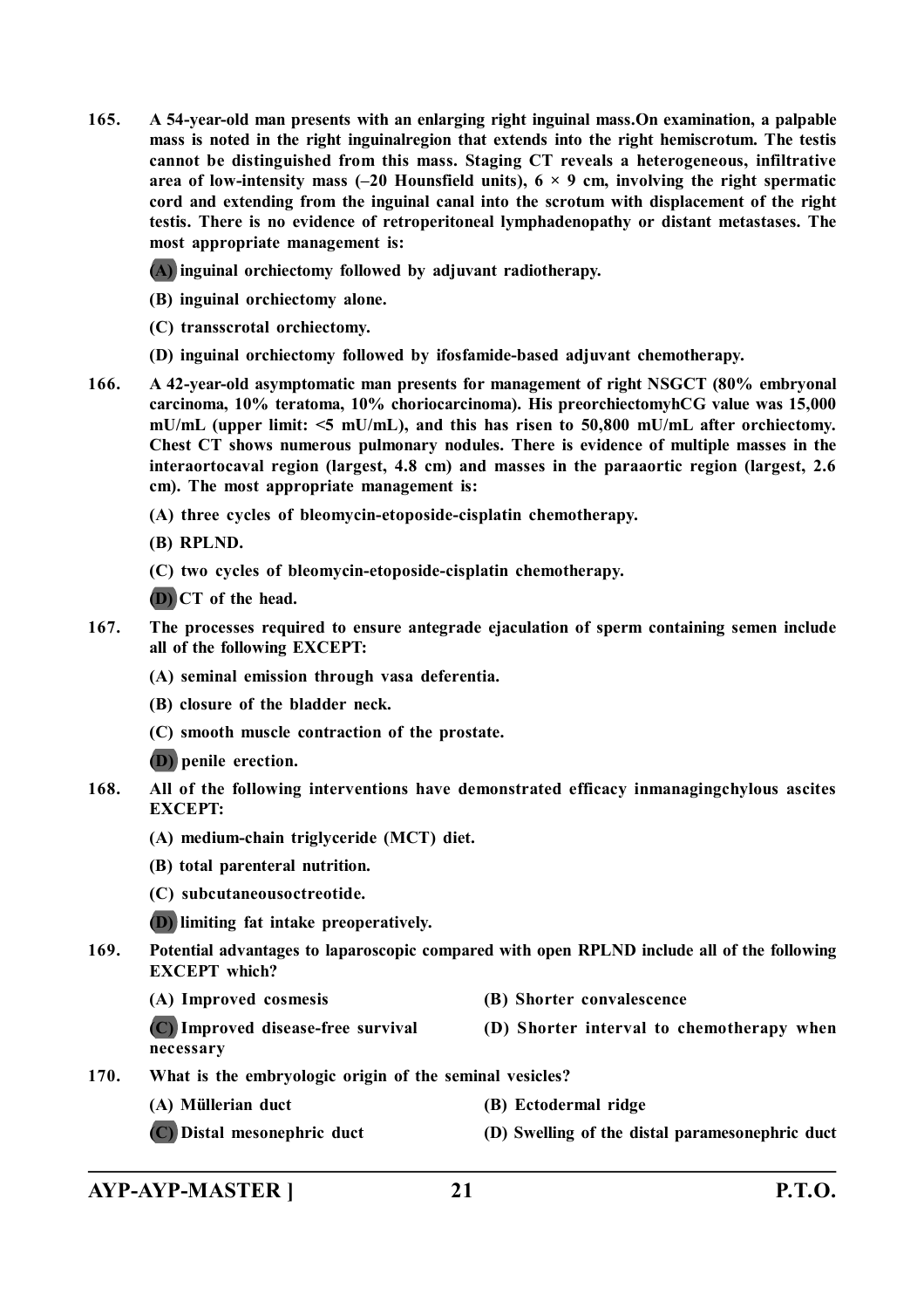**165. A 54-year-old man presents with an enlarging right inguinal mass.On examination, a palpable mass is noted in the right inguinalregion that extends into the right hemiscrotum. The testis cannot be distinguished from this mass. Staging CT reveals a heterogeneous, infiltrative area of low-intensity mass (–20 Hounsfield units), 6 × 9 cm, involving the right spermatic cord and extending from the inguinal canal into the scrotum with displacement of the right testis. There is no evidence of retroperitoneal lymphadenopathy or distant metastases. The most appropriate management is:**

**(A) inguinal orchiectomy followed by adjuvant radiotherapy.**

**(B) inguinal orchiectomy alone.**

**(C) transscrotal orchiectomy.**

**(D) inguinal orchiectomy followed by ifosfamide-based adjuvant chemotherapy.**

**166. A 42-year-old asymptomatic man presents for management of right NSGCT (80% embryonal carcinoma, 10% teratoma, 10% choriocarcinoma). His preorchiectomyhCG value was 15,000 mU/mL (upper limit: <5 mU/mL), and this has risen to 50,800 mU/mL after orchiectomy. Chest CT shows numerous pulmonary nodules. There is evidence of multiple masses in the interaortocaval region (largest, 4.8 cm) and masses in the paraaortic region (largest, 2.6 cm). The most appropriate management is:**

**(A) three cycles of bleomycin-etoposide-cisplatin chemotherapy.**

**(B) RPLND.**

**(C) two cycles of bleomycin-etoposide-cisplatin chemotherapy.**

**(D) CT of the head.**

**167. The processes required to ensure antegrade ejaculation of sperm containing semen include all of the following EXCEPT:**

**(A) seminal emission through vasa deferentia.**

**(B) closure of the bladder neck.**

**(C) smooth muscle contraction of the prostate.**

**(D) penile erection.**

**168. All of the following interventions have demonstrated efficacy inmanagingchylous ascites EXCEPT:**

**(A) medium-chain triglyceride (MCT) diet.**

**(B) total parenteral nutrition.**

**(C) subcutaneousoctreotide.**

**(D) limiting fat intake preoperatively.**

**169. Potential advantages to laparoscopic compared with open RPLND include all of the following EXCEPT which?**

**(A) Improved cosmesis**

**(B) Shorter convalescence**

**(C) Improved disease-free survival**

**(D) Shorter interval to chemotherapy when necessary**

**170. What is the embryologic origin of the seminal vesicles?**

**(A) Müllerian duct**

**(B) Ectodermal ridge**

**(C) Distal mesonephric duct**

**(D) Swelling of the distal paramesonephric duct**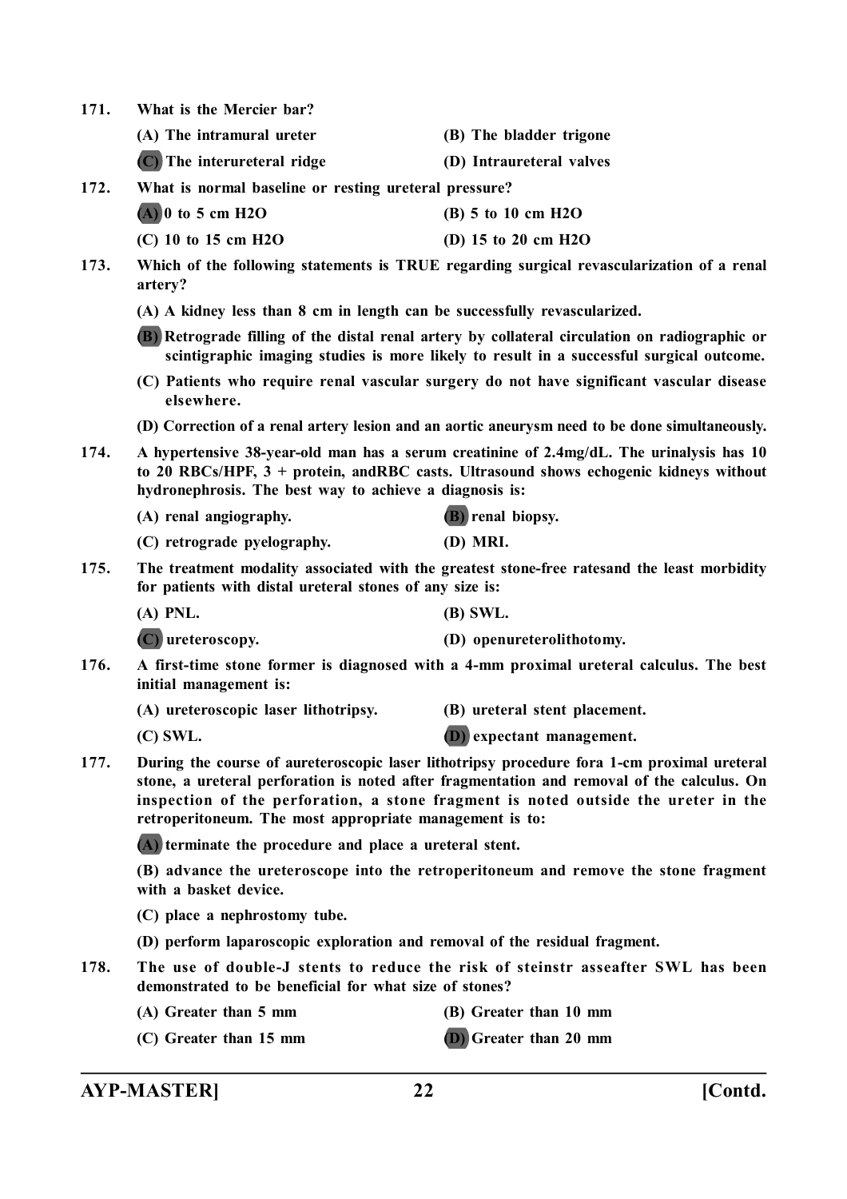**171. What is the Mercier bar?**

**(A) The intramural ureter** **(B) The bladder trigone**

**(C) The interureteral ridge** **(D) Intraureteral valves**

**172. What is normal baseline or resting ureteral pressure?**

**(A) 0 to 5 cm H2O** **(B) 5 to 10 cm H2O**

**(C) 10 to 15 cm H2O** **(D) 15 to 20 cm H2O**

**173. Which of the following statements is TRUE regarding surgical revascularization of a renal artery?**

**(A) A kidney less than 8 cm in length can be successfully revascularized.**

**(B) Retrograde filling of the distal renal artery by collateral circulation on radiographic or scintigraphic imaging studies is more likely to result in a successful surgical outcome.**

**(C) Patients who require renal vascular surgery do not have significant vascular disease elsewhere.**

**(D) Correction of a renal artery lesion and an aortic aneurysm need to be done simultaneously.**

**174. A hypertensive 38-year-old man has a serum creatinine of 2.4mg/dL. The urinalysis has 10 to 20 RBCs/HPF, 3 + protein, andRBC casts. Ultrasound shows echogenic kidneys without hydronephrosis. The best way to achieve a diagnosis is:**

**(A) renal angiography.** **(B) renal biopsy.**

**(C) retrograde pyelography.** **(D) MRI.**

**175. The treatment modality associated with the greatest stone-free ratesand the least morbidity for patients with distal ureteral stones of any size is:**

**(A) PNL.** **(B) SWL.**

**(C) ureteroscopy.** **(D) openureterolithotomy.**

**176. A first-time stone former is diagnosed with a 4-mm proximal ureteral calculus. The best initial management is:**

**(A) ureteroscopic laser lithotripsy.** **(B) ureteral stent placement.**

**(C) SWL.** **(D) expectant management.**

**177. During the course of aureteroscopic laser lithotripsy procedure fora 1-cm proximal ureteral stone, a ureteral perforation is noted after fragmentation and removal of the calculus. On inspection of the perforation, a stone fragment is noted outside the ureter in the retroperitoneum. The most appropriate management is to:**

**(A) terminate the procedure and place a ureteral stent.**

**(B) advance the ureteroscope into the retroperitoneum and remove the stone fragment with a basket device.**

**(C) place a nephrostomy tube.**

**(D) perform laparoscopic exploration and removal of the residual fragment.**

**178. The use of double-J stents to reduce the risk of steinstr asseafter SWL has been demonstrated to be beneficial for what size of stones?**

**(A) Greater than 5 mm** **(B) Greater than 10 mm**

**(C) Greater than 15 mm** **(D) Greater than 20 mm**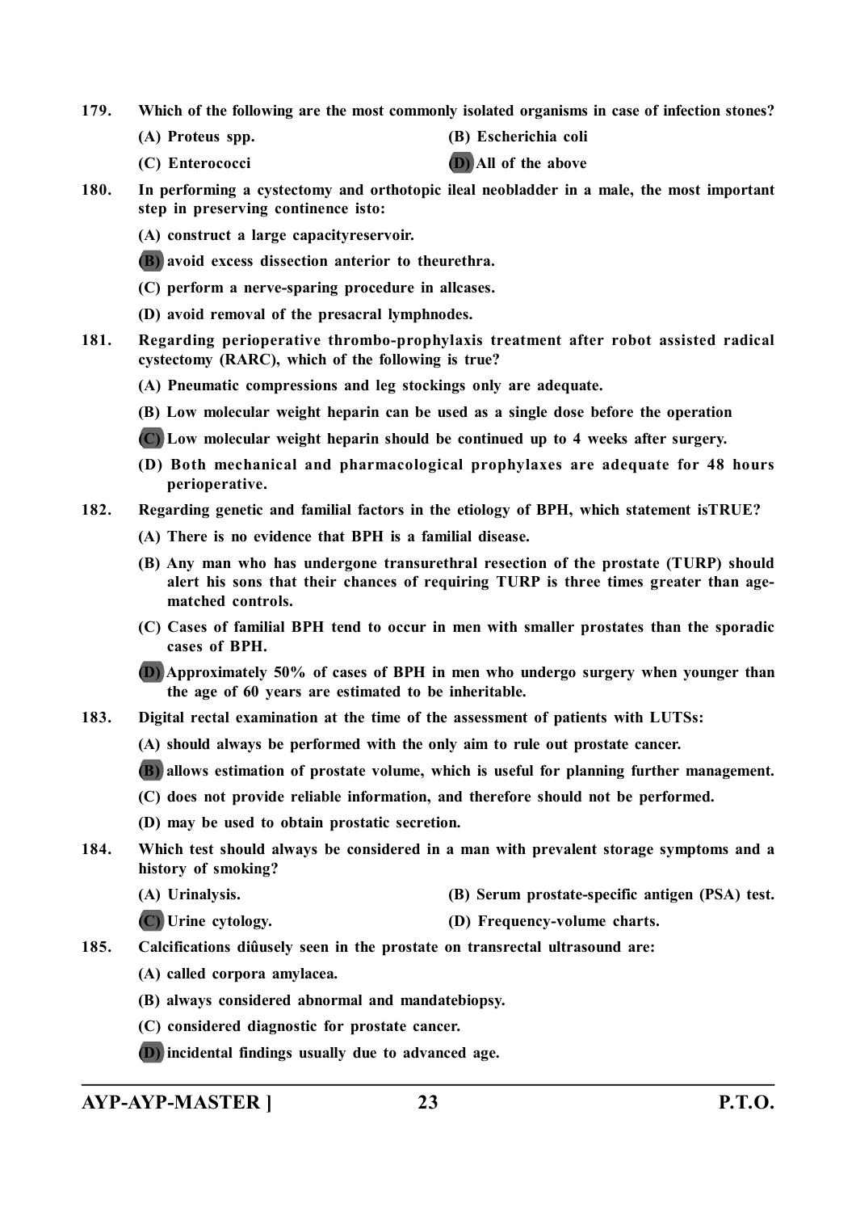**179. Which of the following are the most commonly isolated organisms in case of infection stones?**

(A) Proteus spp. (B) Escherichia coli

(C) Enterococci (D) All of the above

**180. In performing a cystectomy and orthotopic ileal neobladder in a male, the most important step in preserving continence isto:**

(A) construct a large capacityreservoir.

(B) avoid excess dissection anterior to theurethra.

(C) perform a nerve-sparing procedure in allcases.

(D) avoid removal of the presacral lymphnodes.

**181. Regarding perioperative thrombo-prophylaxis treatment after robot assisted radical cystectomy (RARC), which of the following is true?**

(A) Pneumatic compressions and leg stockings only are adequate.

(B) Low molecular weight heparin can be used as a single dose before the operation

(C) Low molecular weight heparin should be continued up to 4 weeks after surgery.

(D) Both mechanical and pharmacological prophylaxes are adequate for 48 hours perioperative.

**182. Regarding genetic and familial factors in the etiology of BPH, which statement isTRUE?**

(A) There is no evidence that BPH is a familial disease.

(B) Any man who has undergone transurethral resection of the prostate (TURP) should alert his sons that their chances of requiring TURP is three times greater than age-matched controls.

(C) Cases of familial BPH tend to occur in men with smaller prostates than the sporadic cases of BPH.

(D) Approximately 50% of cases of BPH in men who undergo surgery when younger than the age of 60 years are estimated to be inheritable.

**183. Digital rectal examination at the time of the assessment of patients with LUTSs:**

(A) should always be performed with the only aim to rule out prostate cancer.

(B) allows estimation of prostate volume, which is useful for planning further management.

(C) does not provide reliable information, and therefore should not be performed.

(D) may be used to obtain prostatic secretion.

**184. Which test should always be considered in a man with prevalent storage symptoms and a history of smoking?**

(A) Urinalysis. (B) Serum prostate-specific antigen (PSA) test.

(C) Urine cytology. (D) Frequency-volume charts.

**185. Calcifications diûusely seen in the prostate on transrectal ultrasound are:**

(A) called corpora amylacea.

(B) always considered abnormal and mandatebiopsy.

(C) considered diagnostic for prostate cancer.

(D) incidental findings usually due to advanced age.

AYP-AYP-MASTER ] P.T.O.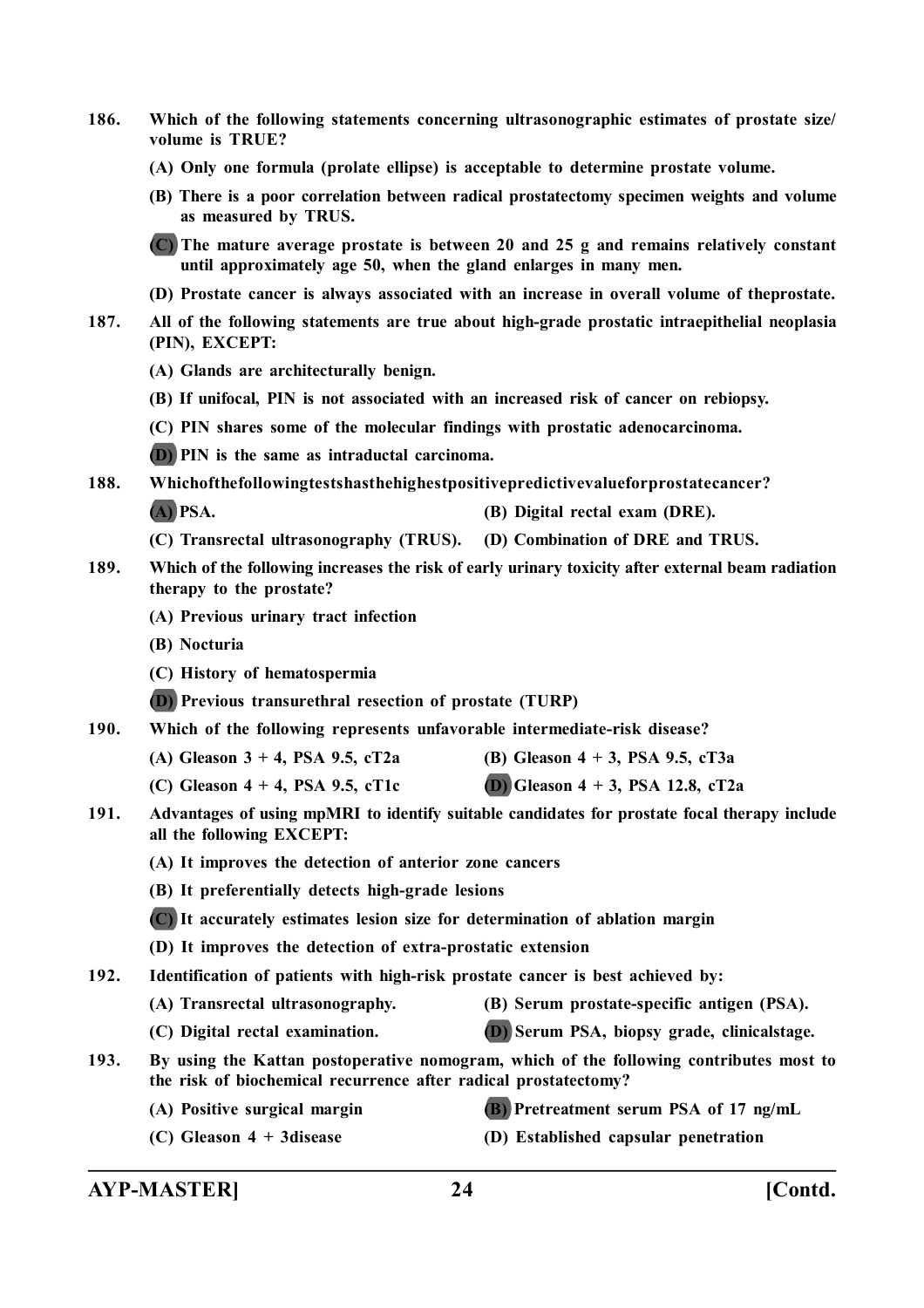186. Which of the following statements concerning ultrasonographic estimates of prostate size/ volume is TRUE?

(A) Only one formula (prolate ellipse) is acceptable to determine prostate volume.

(B) There is a poor correlation between radical prostatectomy specimen weights and volume as measured by TRUS.

**(C)** The mature average prostate is between 20 and 25 g and remains relatively constant until approximately age 50, when the gland enlarges in many men.

(D) Prostate cancer is always associated with an increase in overall volume of theprostate.

187. All of the following statements are true about high-grade prostatic intraepithelial neoplasia (PIN), EXCEPT:

(A) Glands are architecturally benign.

(B) If unifocal, PIN is not associated with an increased risk of cancer on rebiopsy.

(C) PIN shares some of the molecular findings with prostatic adenocarcinoma.

**(D)** PIN is the same as intraductal carcinoma.

188. Whichofthefollowingtestshasthehighestpositivepredictivevalueforprostatecancer?

**(A)** PSA.

(B) Digital rectal exam (DRE).

(C) Transrectal ultrasonography (TRUS).

(D) Combination of DRE and TRUS.

189. Which of the following increases the risk of early urinary toxicity after external beam radiation therapy to the prostate?

(A) Previous urinary tract infection

(B) Nocturia

(C) History of hematospermia

**(D)** Previous transurethral resection of prostate (TURP)

190. Which of the following represents unfavorable intermediate-risk disease?

(A) Gleason 3 + 4, PSA 9.5, cT2a

(B) Gleason 4 + 3, PSA 9.5, cT3a

(C) Gleason 4 + 4, PSA 9.5, cT1c

**(D)** Gleason 4 + 3, PSA 12.8, cT2a

191. Advantages of using mpMRI to identify suitable candidates for prostate focal therapy include all the following EXCEPT:

(A) It improves the detection of anterior zone cancers

(B) It preferentially detects high-grade lesions

**(C)** It accurately estimates lesion size for determination of ablation margin

(D) It improves the detection of extra-prostatic extension

192. Identification of patients with high-risk prostate cancer is best achieved by:

(A) Transrectal ultrasonography.

(B) Serum prostate-specific antigen (PSA).

(C) Digital rectal examination.

**(D)** Serum PSA, biopsy grade, clinicalstage.

193. By using the Kattan postoperative nomogram, which of the following contributes most to the risk of biochemical recurrence after radical prostatectomy?

(A) Positive surgical margin

**(B)** Pretreatment serum PSA of 17 ng/mL

(C) Gleason 4 + 3disease

(D) Established capsular penetration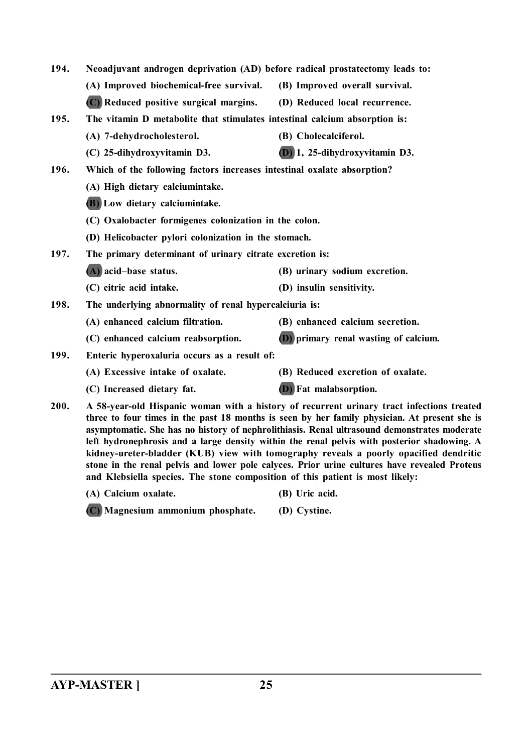**194. Neoadjuvant androgen deprivation (AD) before radical prostatectomy leads to:**

**(A) Improved biochemical-free survival.** **(B) Improved overall survival.**

**(C) Reduced positive surgical margins.** **(D) Reduced local recurrence.**

**195. The vitamin D metabolite that stimulates intestinal calcium absorption is:**

**(A) 7-dehydrocholesterol.** **(B) Cholecalciferol.**

**(C) 25-dihydroxyvitamin D3.** **(D) 1, 25-dihydroxyvitamin D3.**

**196. Which of the following factors increases intestinal oxalate absorption?**

**(A) High dietary calciumintake.**

**(B) Low dietary calciumintake.**

**(C) Oxalobacter formigenes colonization in the colon.**

**(D) Helicobacter pylori colonization in the stomach.**

**197. The primary determinant of urinary citrate excretion is:**

**(A) acid–base status.** **(B) urinary sodium excretion.**

**(C) citric acid intake.** **(D) insulin sensitivity.**

**198. The underlying abnormality of renal hypercalciuria is:**

**(A) enhanced calcium filtration.** **(B) enhanced calcium secretion.**

**(C) enhanced calcium reabsorption.** **(D) primary renal wasting of calcium.**

**199. Enteric hyperoxaluria occurs as a result of:**

**(A) Excessive intake of oxalate.** **(B) Reduced excretion of oxalate.**

**(C) Increased dietary fat.** **(D) Fat malabsorption.**

**200. A 58-year-old Hispanic woman with a history of recurrent urinary tract infections treated three to four times in the past 18 months is seen by her family physician. At present she is asymptomatic. She has no history of nephrolithiasis. Renal ultrasound demonstrates moderate left hydronephrosis and a large density within the renal pelvis with posterior shadowing. A kidney-ureter-bladder (KUB) view with tomography reveals a poorly opacified dendritic stone in the renal pelvis and lower pole calyces. Prior urine cultures have revealed Proteus and Klebsiella species. The stone composition of this patient is most likely:**

**(A) Calcium oxalate.** **(B) Uric acid.**

**(C) Magnesium ammonium phosphate.** **(D) Cystine.**